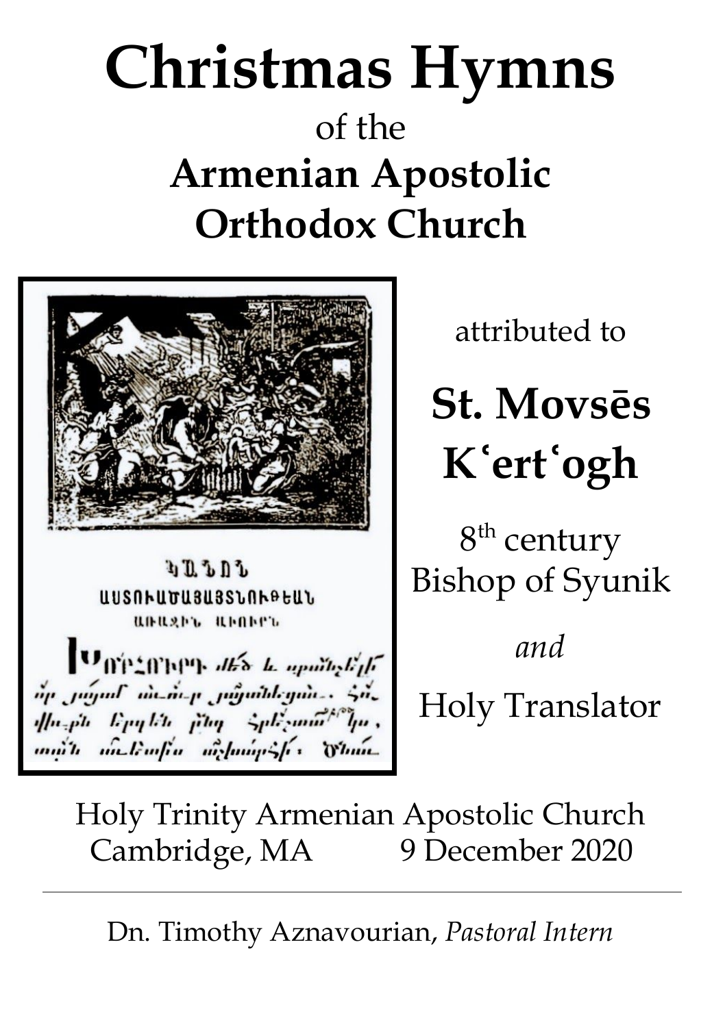# Christmas Hymns

of the

## Armenian Apostolic Orthodox Church

attributed to

## St. Movsēs Kʻertʻogh

8th century
Bishop of Syunik

*and*

Holy Translator

Holy Trinity Armenian Apostolic Church
Cambridge, MA 9 December 2020

---

Dn. Timothy Aznavourian, *Pastoral Intern*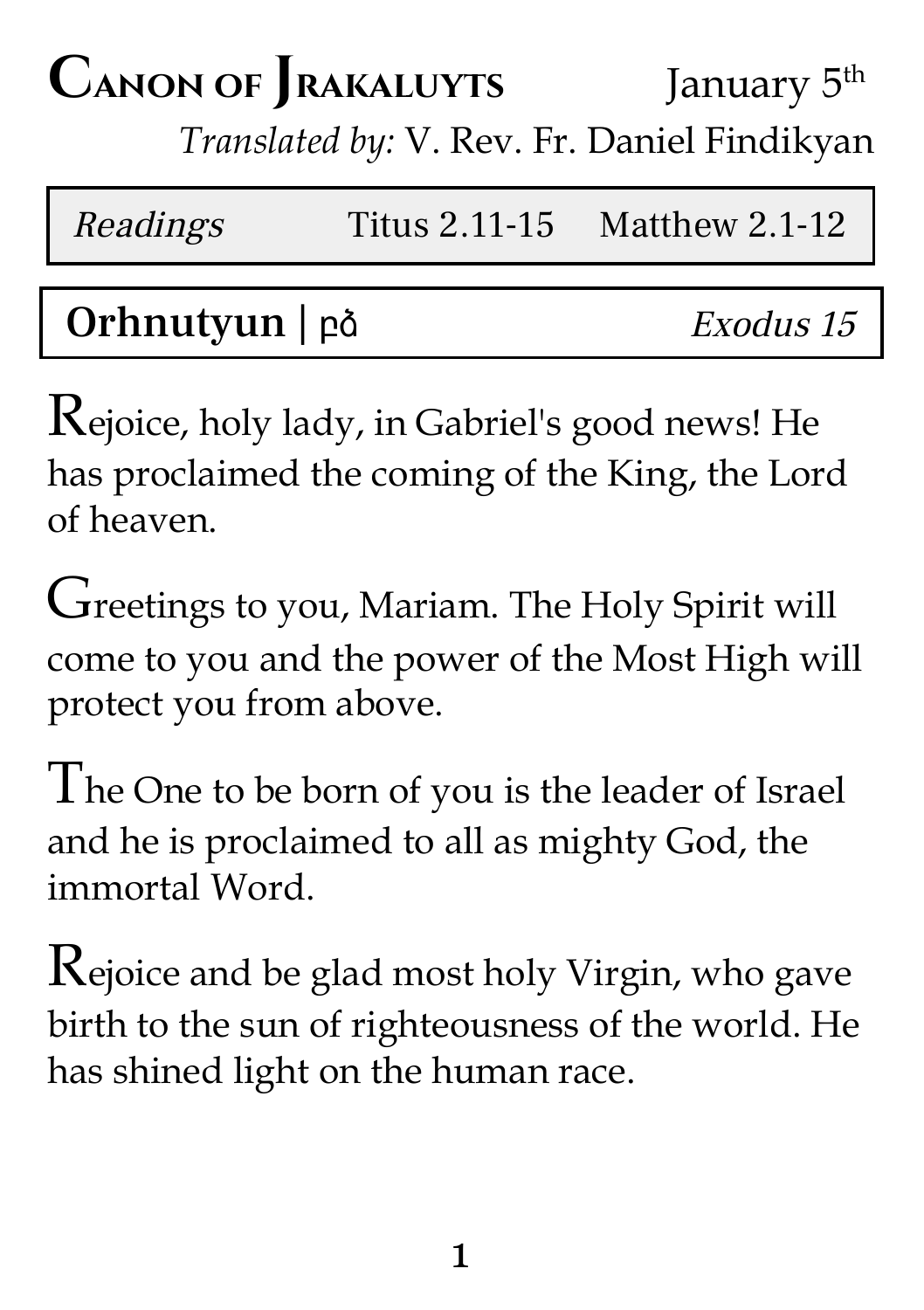# Canon of Jrakaluyts

January 5th

*Translated by:* V. Rev. Fr. Daniel Findikyan

| *Readings* | Titus 2.11-15 | Matthew 2.1-12 |
|---|---|---|

## Orhnutyun | բձ *Exodus 15*

Rejoice, holy lady, in Gabriel's good news! He has proclaimed the coming of the King, the Lord of heaven.

Greetings to you, Mariam. The Holy Spirit will come to you and the power of the Most High will protect you from above.

The One to be born of you is the leader of Israel and he is proclaimed to all as mighty God, the immortal Word.

Rejoice and be glad most holy Virgin, who gave birth to the sun of righteousness of the world. He has shined light on the human race.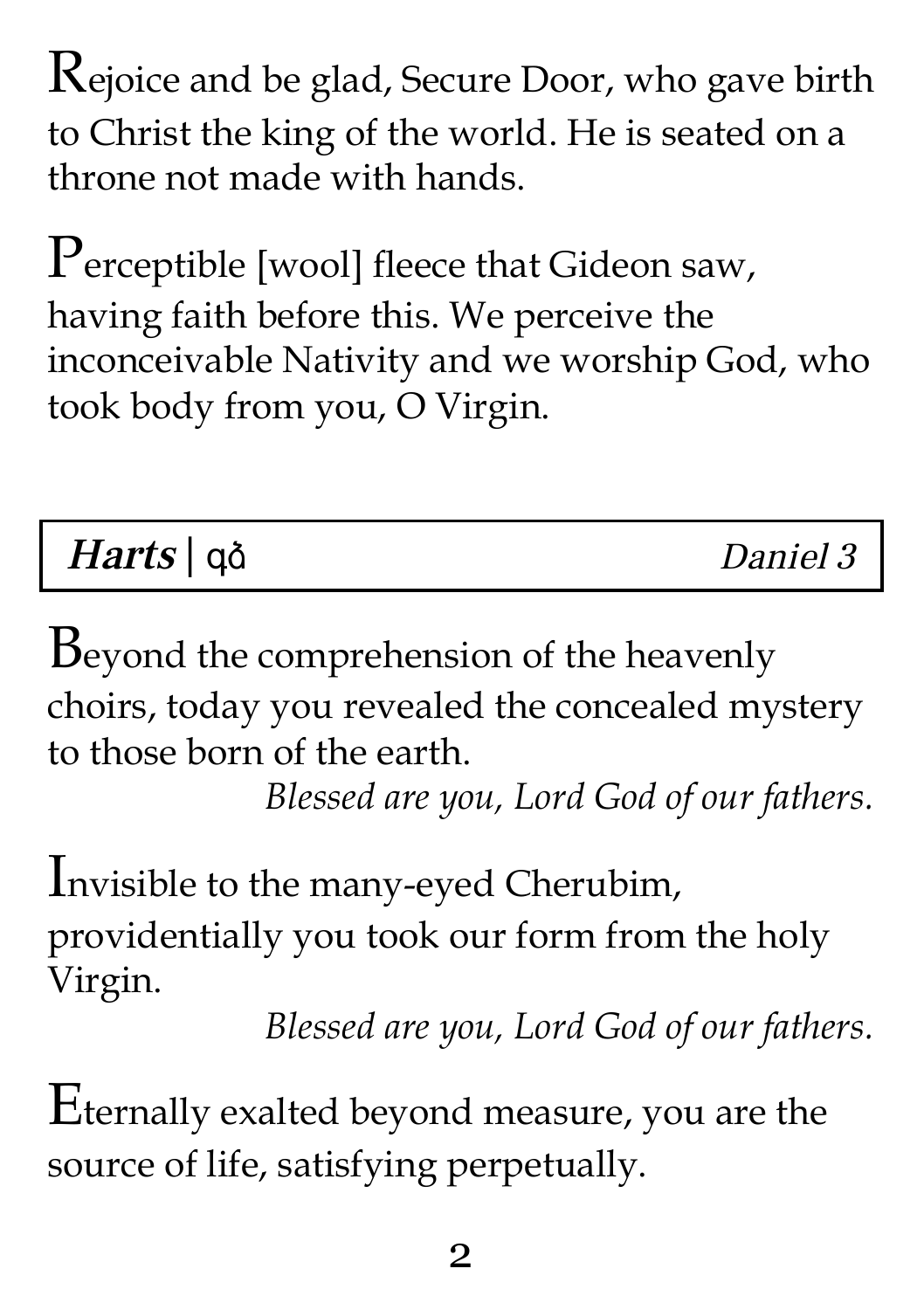Rejoice and be glad, Secure Door, who gave birth to Christ the king of the world. He is seated on a throne not made with hands.

Perceptible [wool] fleece that Gideon saw, having faith before this. We perceive the inconceivable Nativity and we worship God, who took body from you, O Virgin.

| ***Harts*** \| զծ | *Daniel 3* |
|---|---|

Beyond the comprehension of the heavenly choirs, today you revealed the concealed mystery to those born of the earth.
*Blessed are you, Lord God of our fathers.*

Invisible to the many-eyed Cherubim, providentially you took our form from the holy Virgin.
*Blessed are you, Lord God of our fathers.*

Eternally exalted beyond measure, you are the source of life, satisfying perpetually.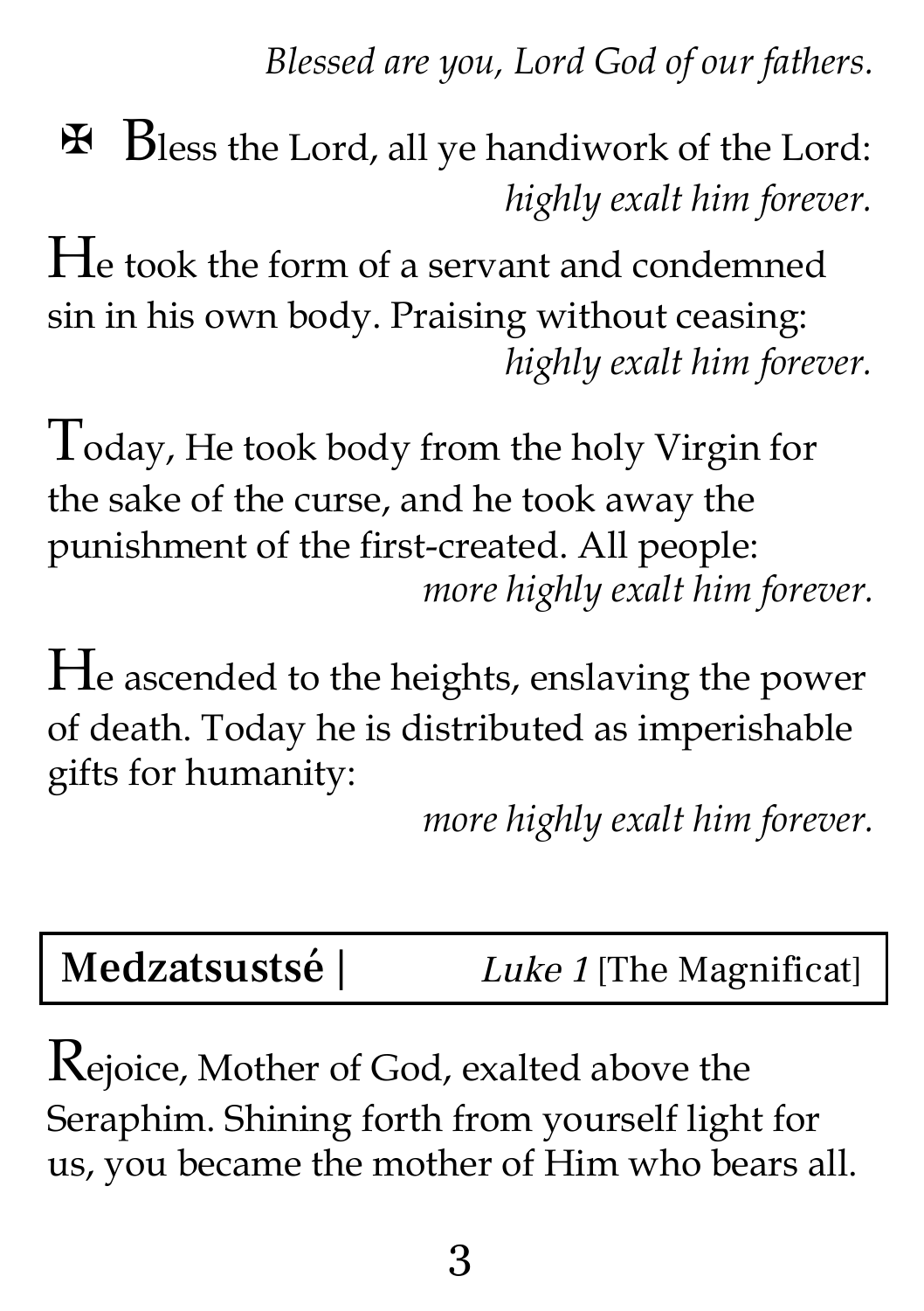*Blessed are you, Lord God of our fathers.*

✠ Bless the Lord, all ye handiwork of the Lord: *highly exalt him forever.*

He took the form of a servant and condemned sin in his own body. Praising without ceasing: *highly exalt him forever.*

Today, He took body from the holy Virgin for the sake of the curse, and he took away the punishment of the first-created. All people: *more highly exalt him forever.*

He ascended to the heights, enslaving the power of death. Today he is distributed as imperishable gifts for humanity:

*more highly exalt him forever.*

**Medzatsustsé |** *Luke 1* [The Magnificat]

Rejoice, Mother of God, exalted above the Seraphim. Shining forth from yourself light for us, you became the mother of Him who bears all.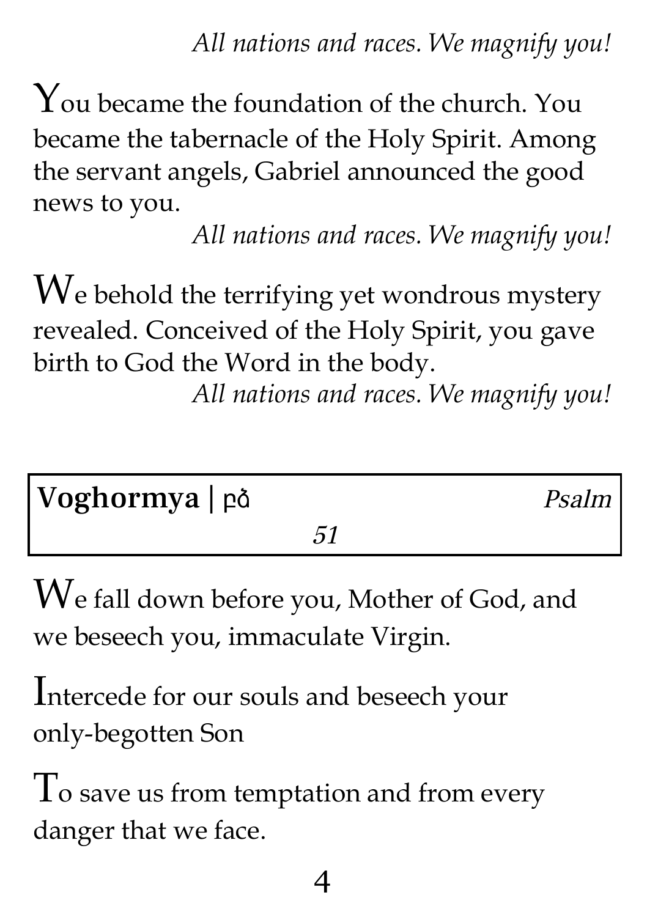*All nations and races. We magnify you!*

You became the foundation of the church. You became the tabernacle of the Holy Spirit. Among the servant angels, Gabriel announced the good news to you.

*All nations and races. We magnify you!*

We behold the terrifying yet wondrous mystery revealed. Conceived of the Holy Spirit, you gave birth to God the Word in the body.

*All nations and races. We magnify you!*

| **Voghormya** \| ꝑꝺ | *Psalm 51* |
|---|---|

We fall down before you, Mother of God, and we beseech you, immaculate Virgin.

Intercede for our souls and beseech your only-begotten Son

To save us from temptation and from every danger that we face.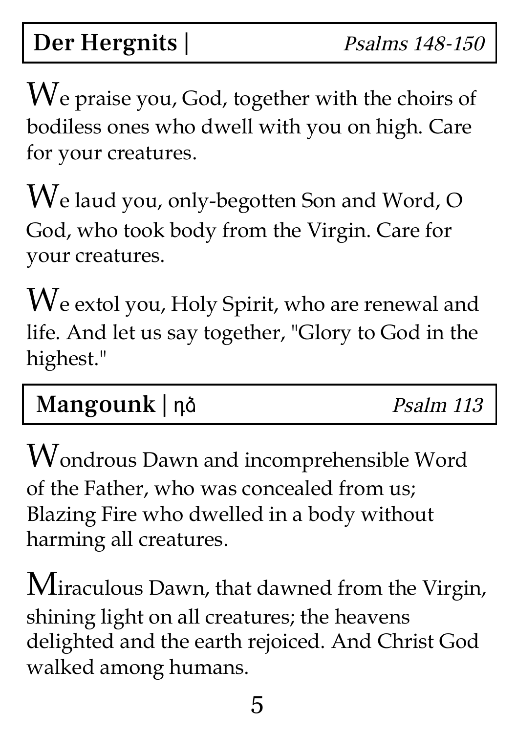## Der Hergnits | *Psalms 148-150*

We praise you, God, together with the choirs of bodiless ones who dwell with you on high. Care for your creatures.

We laud you, only-begotten Son and Word, O God, who took body from the Virgin. Care for your creatures.

We extol you, Holy Spirit, who are renewal and life. And let us say together, "Glory to God in the highest."

## Mangounk | դձ *Psalm 113*

Wondrous Dawn and incomprehensible Word of the Father, who was concealed from us; Blazing Fire who dwelled in a body without harming all creatures.

Miraculous Dawn, that dawned from the Virgin, shining light on all creatures; the heavens delighted and the earth rejoiced. And Christ God walked among humans.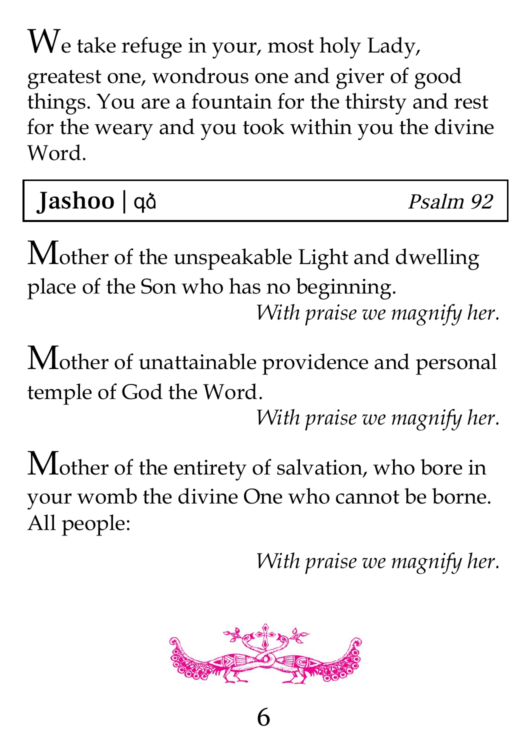We take refuge in your, most holy Lady, greatest one, wondrous one and giver of good things. You are a fountain for the thirsty and rest for the weary and you took within you the divine Word.

| **Jashoo** \| ϥϡ | *Psalm 92* |
|---|---|

Mother of the unspeakable Light and dwelling place of the Son who has no beginning.

*With praise we magnify her.*

Mother of unattainable providence and personal temple of God the Word.

*With praise we magnify her.*

Mother of the entirety of salvation, who bore in your womb the divine One who cannot be borne. All people:

*With praise we magnify her.*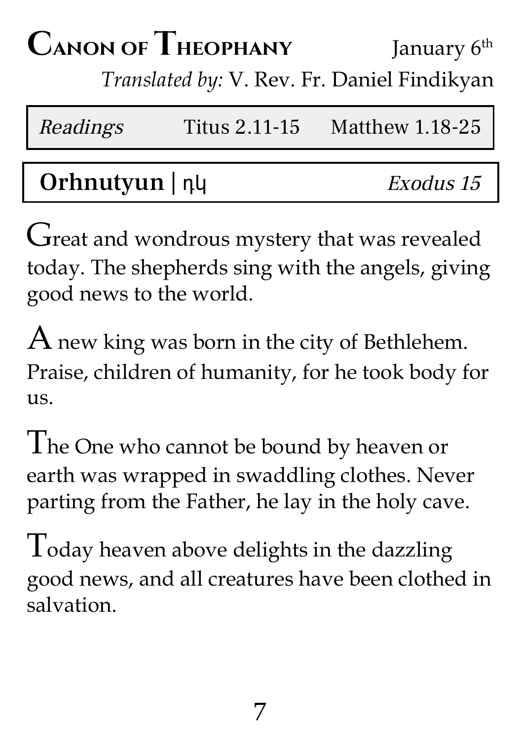# Canon of Theophany

January 6th

*Translated by:* V. Rev. Fr. Daniel Findikyan

| *Readings* | Titus 2.11-15 | Matthew 1.18-25 |
|---|---|---|

## **Orhnutyun** | դկ — *Exodus 15*

Great and wondrous mystery that was revealed today. The shepherds sing with the angels, giving good news to the world.

A new king was born in the city of Bethlehem. Praise, children of humanity, for he took body for us.

The One who cannot be bound by heaven or earth was wrapped in swaddling clothes. Never parting from the Father, he lay in the holy cave.

Today heaven above delights in the dazzling good news, and all creatures have been clothed in salvation.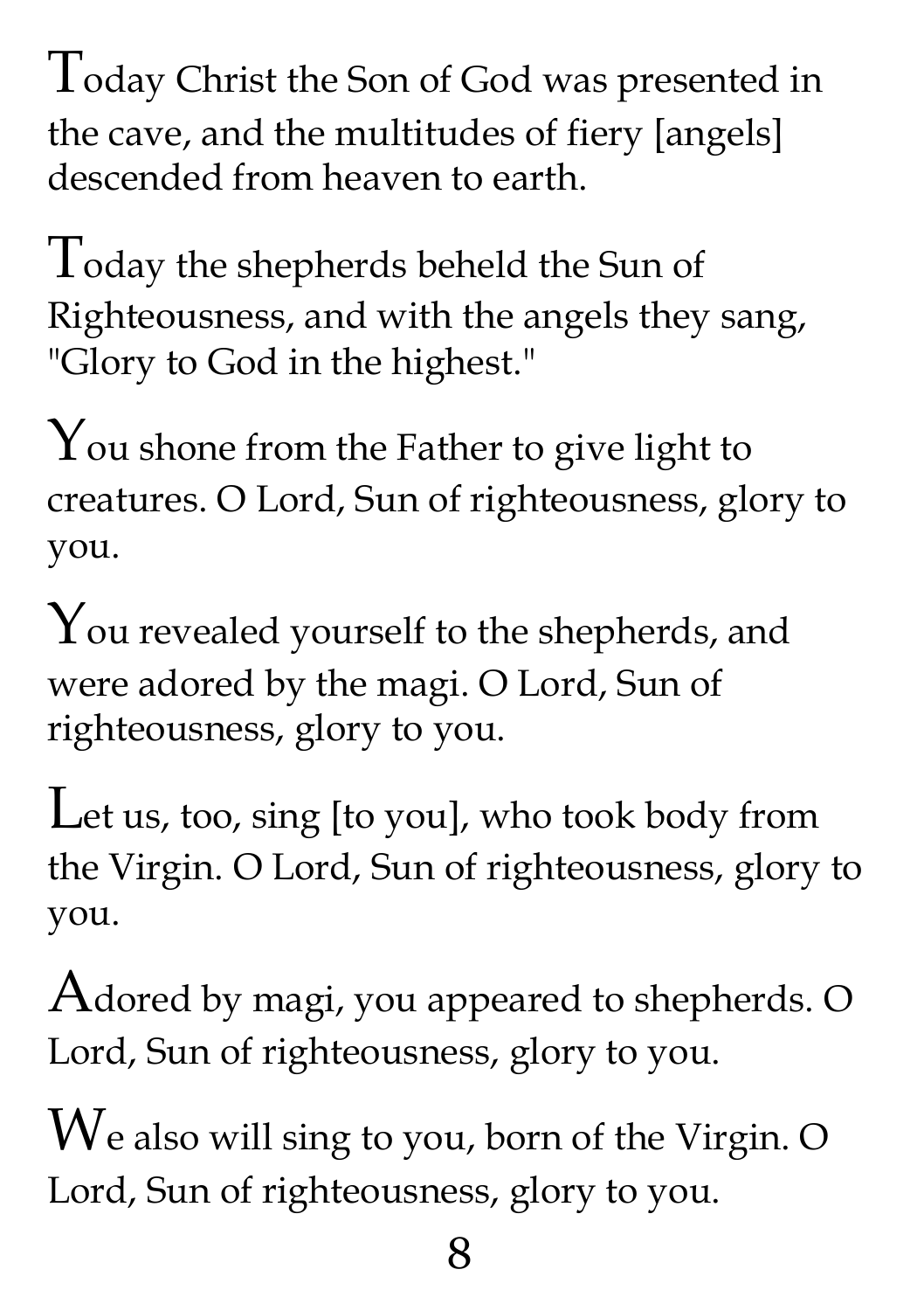Today Christ the Son of God was presented in the cave, and the multitudes of fiery [angels] descended from heaven to earth.

Today the shepherds beheld the Sun of Righteousness, and with the angels they sang, "Glory to God in the highest."

You shone from the Father to give light to creatures. O Lord, Sun of righteousness, glory to you.

You revealed yourself to the shepherds, and were adored by the magi. O Lord, Sun of righteousness, glory to you.

Let us, too, sing [to you], who took body from the Virgin. O Lord, Sun of righteousness, glory to you.

Adored by magi, you appeared to shepherds. O Lord, Sun of righteousness, glory to you.

We also will sing to you, born of the Virgin. O Lord, Sun of righteousness, glory to you.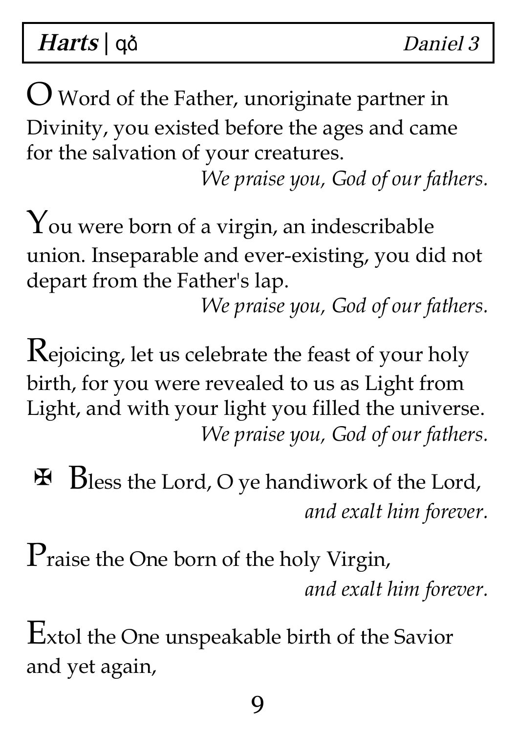**Harts** | ϥϩ *Daniel 3*

O Word of the Father, unoriginate partner in Divinity, you existed before the ages and came for the salvation of your creatures.
*We praise you, God of our fathers.*

You were born of a virgin, an indescribable union. Inseparable and ever-existing, you did not depart from the Father's lap.
*We praise you, God of our fathers.*

Rejoicing, let us celebrate the feast of your holy birth, for you were revealed to us as Light from Light, and with your light you filled the universe.
*We praise you, God of our fathers.*

✠ Bless the Lord, O ye handiwork of the Lord,
*and exalt him forever.*

Praise the One born of the holy Virgin,
*and exalt him forever.*

Extol the One unspeakable birth of the Savior and yet again,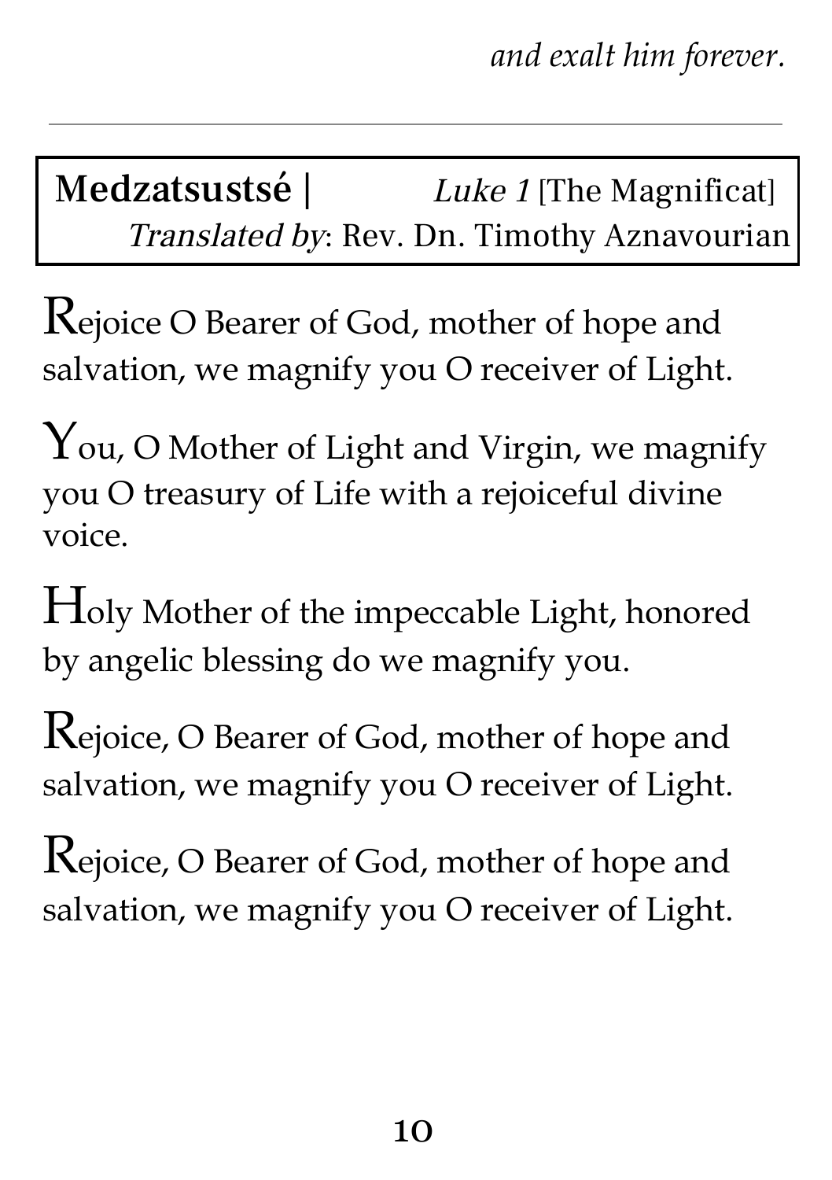*and exalt him forever.*

---

**Medzatsustsé |** *Luke 1* [The Magnificat]
*Translated by*: Rev. Dn. Timothy Aznavourian

Rejoice O Bearer of God, mother of hope and salvation, we magnify you O receiver of Light.

You, O Mother of Light and Virgin, we magnify you O treasury of Life with a rejoiceful divine voice.

Holy Mother of the impeccable Light, honored by angelic blessing do we magnify you.

Rejoice, O Bearer of God, mother of hope and salvation, we magnify you O receiver of Light.

Rejoice, O Bearer of God, mother of hope and salvation, we magnify you O receiver of Light.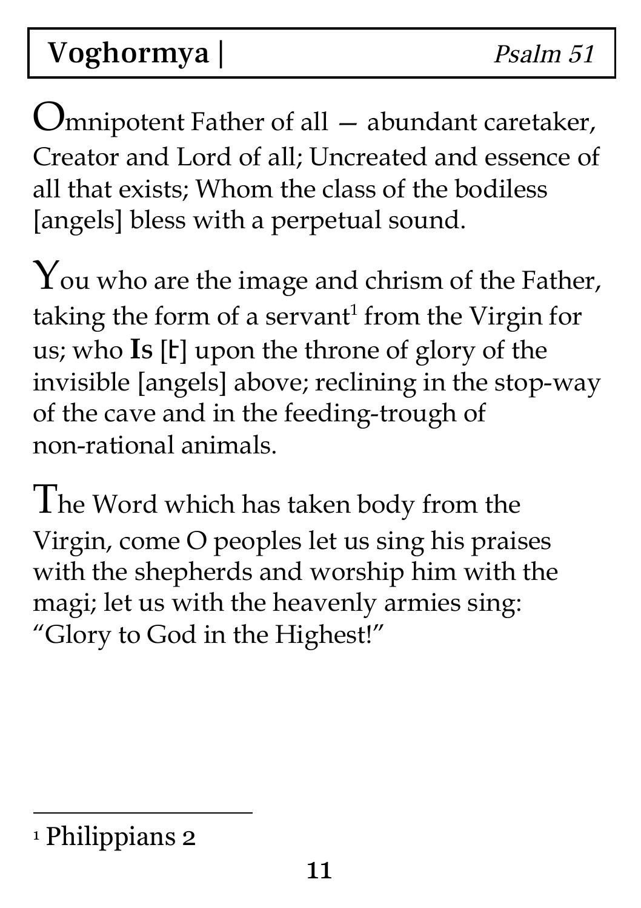# Voghormya | *Psalm 51*

Omnipotent Father of all — abundant caretaker, Creator and Lord of all; Uncreated and essence of all that exists; Whom the class of the bodiless [angels] bless with a perpetual sound.

You who are the image and chrism of the Father, taking the form of a servant[1] from the Virgin for us; who **Is** [է] upon the throne of glory of the invisible [angels] above; reclining in the stop-way of the cave and in the feeding-trough of non-rational animals.

The Word which has taken body from the Virgin, come O peoples let us sing his praises with the shepherds and worship him with the magi; let us with the heavenly armies sing: "Glory to God in the Highest!"

---

[1] Philippians 2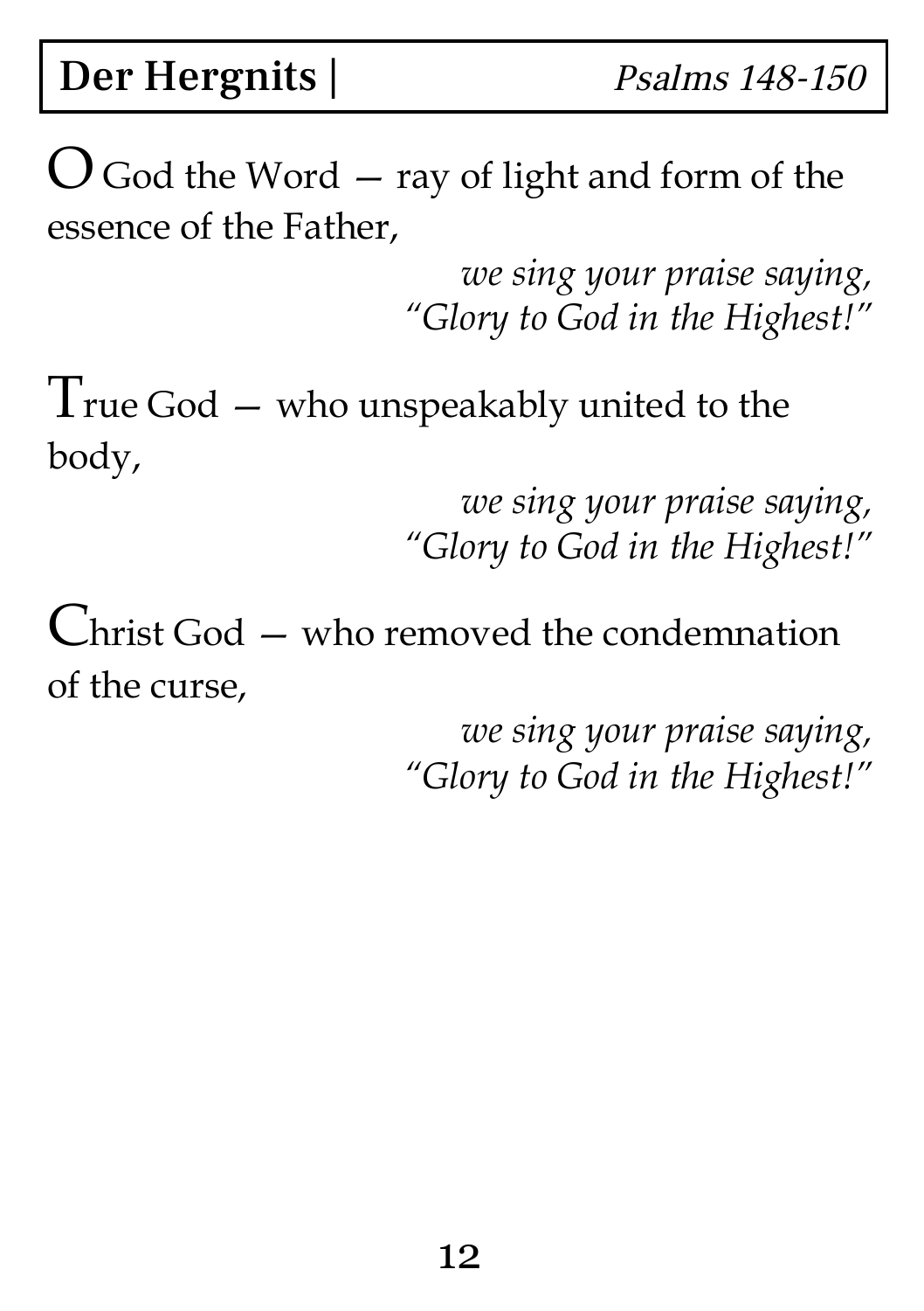O God the Word — ray of light and form of the essence of the Father,

*we sing your praise saying,*
*"Glory to God in the Highest!"*

True God — who unspeakably united to the body,

*we sing your praise saying,*
*"Glory to God in the Highest!"*

Christ God — who removed the condemnation of the curse,

*we sing your praise saying,*
*"Glory to God in the Highest!"*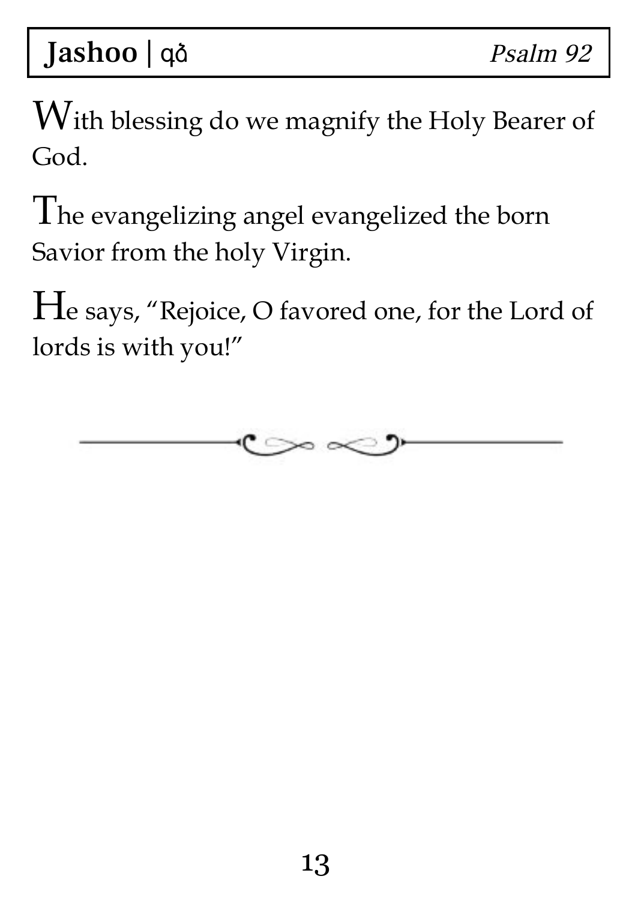With blessing do we magnify the Holy Bearer of God.

The evangelizing angel evangelized the born Savior from the holy Virgin.

He says, "Rejoice, O favored one, for the Lord of lords is with you!"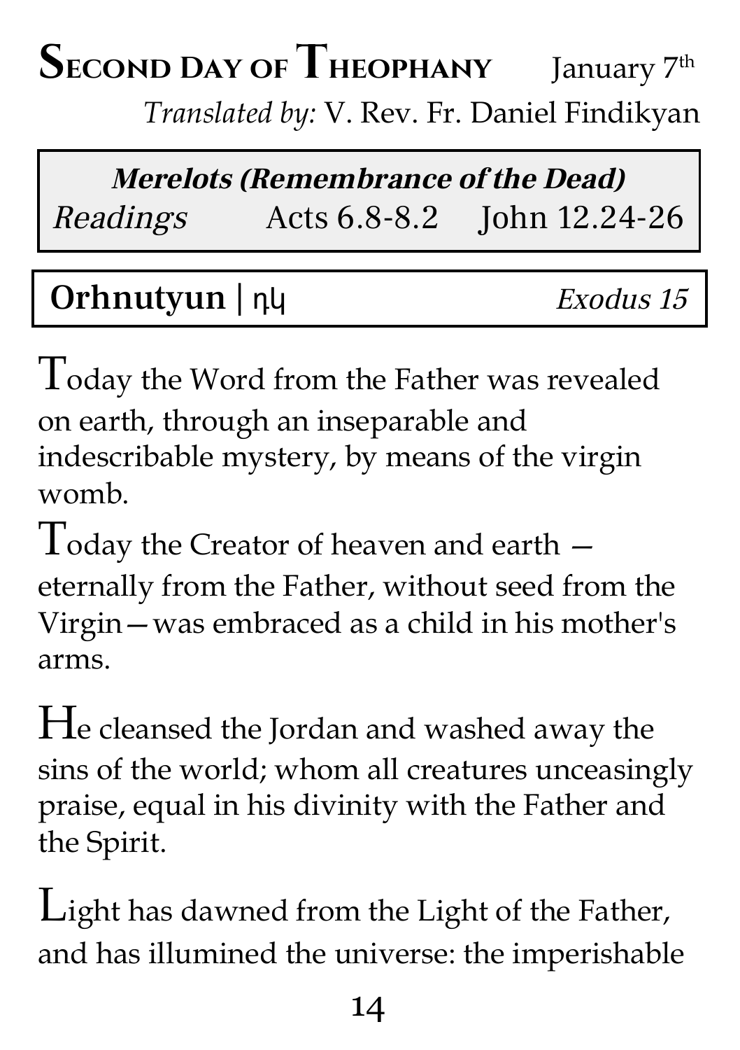# Second Day of Theophany

January 7th

*Translated by:* V. Rev. Fr. Daniel Findikyan

| ***Merelots (Remembrance of the Dead)*** | | |
|---|---|---|
| *Readings* | Acts 6.8-8.2 | John 12.24-26 |

**Orhnutyun** | դկ *Exodus 15*

Today the Word from the Father was revealed on earth, through an inseparable and indescribable mystery, by means of the virgin womb.

Today the Creator of heaven and earth — eternally from the Father, without seed from the Virgin—was embraced as a child in his mother's arms.

He cleansed the Jordan and washed away the sins of the world; whom all creatures unceasingly praise, equal in his divinity with the Father and the Spirit.

Light has dawned from the Light of the Father, and has illumined the universe: the imperishable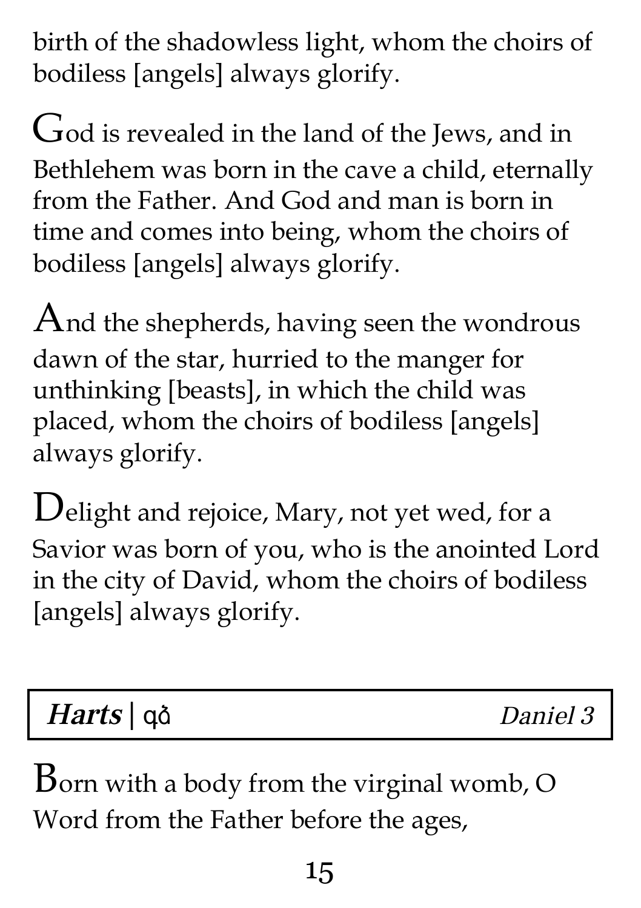birth of the shadowless light, whom the choirs of bodiless [angels] always glorify.

God is revealed in the land of the Jews, and in Bethlehem was born in the cave a child, eternally from the Father. And God and man is born in time and comes into being, whom the choirs of bodiless [angels] always glorify.

And the shepherds, having seen the wondrous dawn of the star, hurried to the manger for unthinking [beasts], in which the child was placed, whom the choirs of bodiless [angels] always glorify.

Delight and rejoice, Mary, not yet wed, for a Savior was born of you, who is the anointed Lord in the city of David, whom the choirs of bodiless [angels] always glorify.

| ***Harts*** \| զծ | *Daniel 3* |
|---|---|

Born with a body from the virginal womb, O Word from the Father before the ages,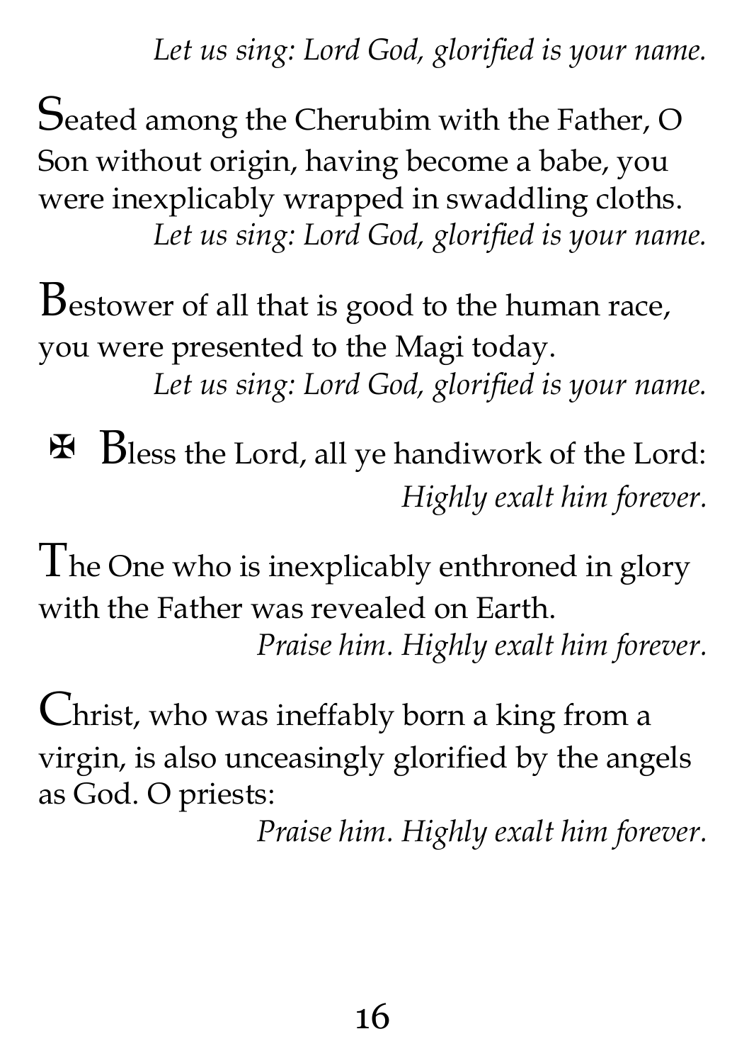*Let us sing: Lord God, glorified is your name.*

Seated among the Cherubim with the Father, O Son without origin, having become a babe, you were inexplicably wrapped in swaddling cloths.
*Let us sing: Lord God, glorified is your name.*

Bestower of all that is good to the human race, you were presented to the Magi today.
*Let us sing: Lord God, glorified is your name.*

✠ Bless the Lord, all ye handiwork of the Lord:
*Highly exalt him forever.*

The One who is inexplicably enthroned in glory with the Father was revealed on Earth.
*Praise him. Highly exalt him forever.*

Christ, who was ineffably born a king from a virgin, is also unceasingly glorified by the angels as God. O priests:
*Praise him. Highly exalt him forever.*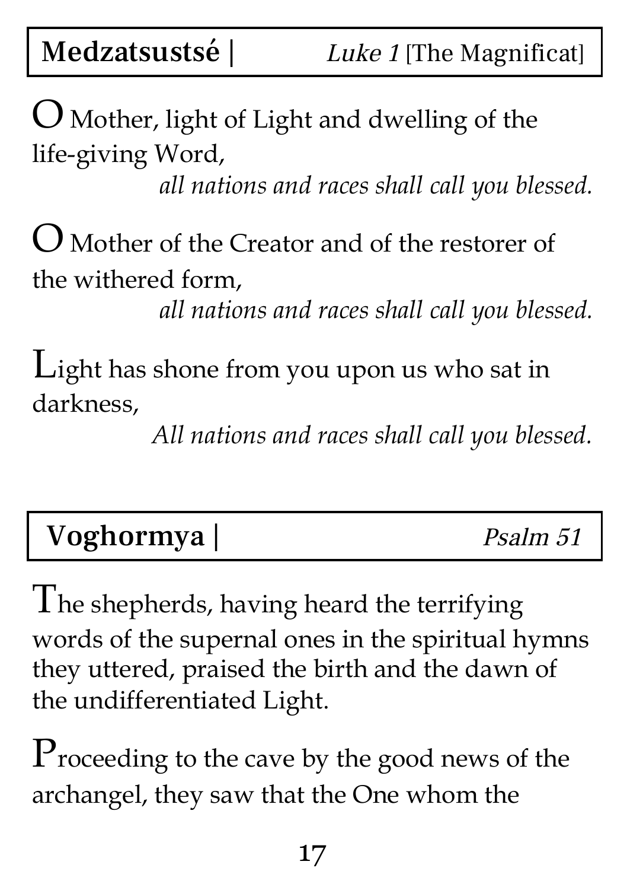## **Medzatsustsé |** *Luke 1* [The Magnificat]

O Mother, light of Light and dwelling of the life-giving Word,

*all nations and races shall call you blessed.*

O Mother of the Creator and of the restorer of the withered form,

*all nations and races shall call you blessed.*

Light has shone from you upon us who sat in darkness,

*All nations and races shall call you blessed.*

## **Voghormya |** *Psalm 51*

The shepherds, having heard the terrifying words of the supernal ones in the spiritual hymns they uttered, praised the birth and the dawn of the undifferentiated Light.

Proceeding to the cave by the good news of the archangel, they saw that the One whom the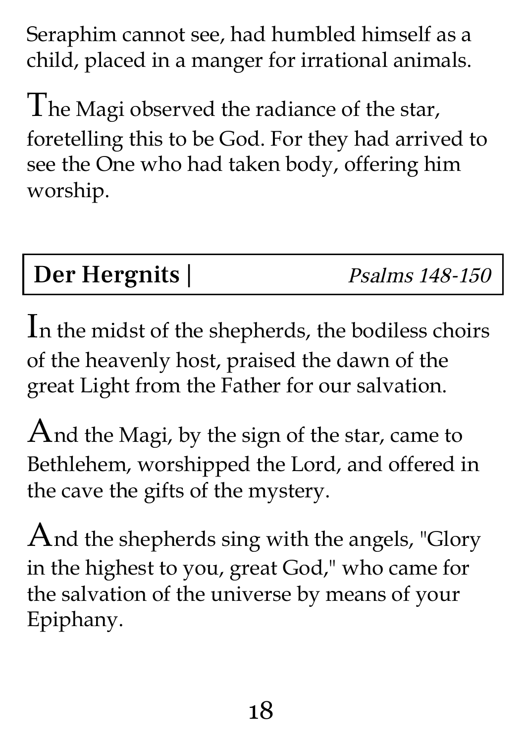Seraphim cannot see, had humbled himself as a child, placed in a manger for irrational animals.

The Magi observed the radiance of the star, foretelling this to be God. For they had arrived to see the One who had taken body, offering him worship.

## **Der Hergnits |** *Psalms 148-150*

In the midst of the shepherds, the bodiless choirs of the heavenly host, praised the dawn of the great Light from the Father for our salvation.

And the Magi, by the sign of the star, came to Bethlehem, worshipped the Lord, and offered in the cave the gifts of the mystery.

And the shepherds sing with the angels, "Glory in the highest to you, great God," who came for the salvation of the universe by means of your Epiphany.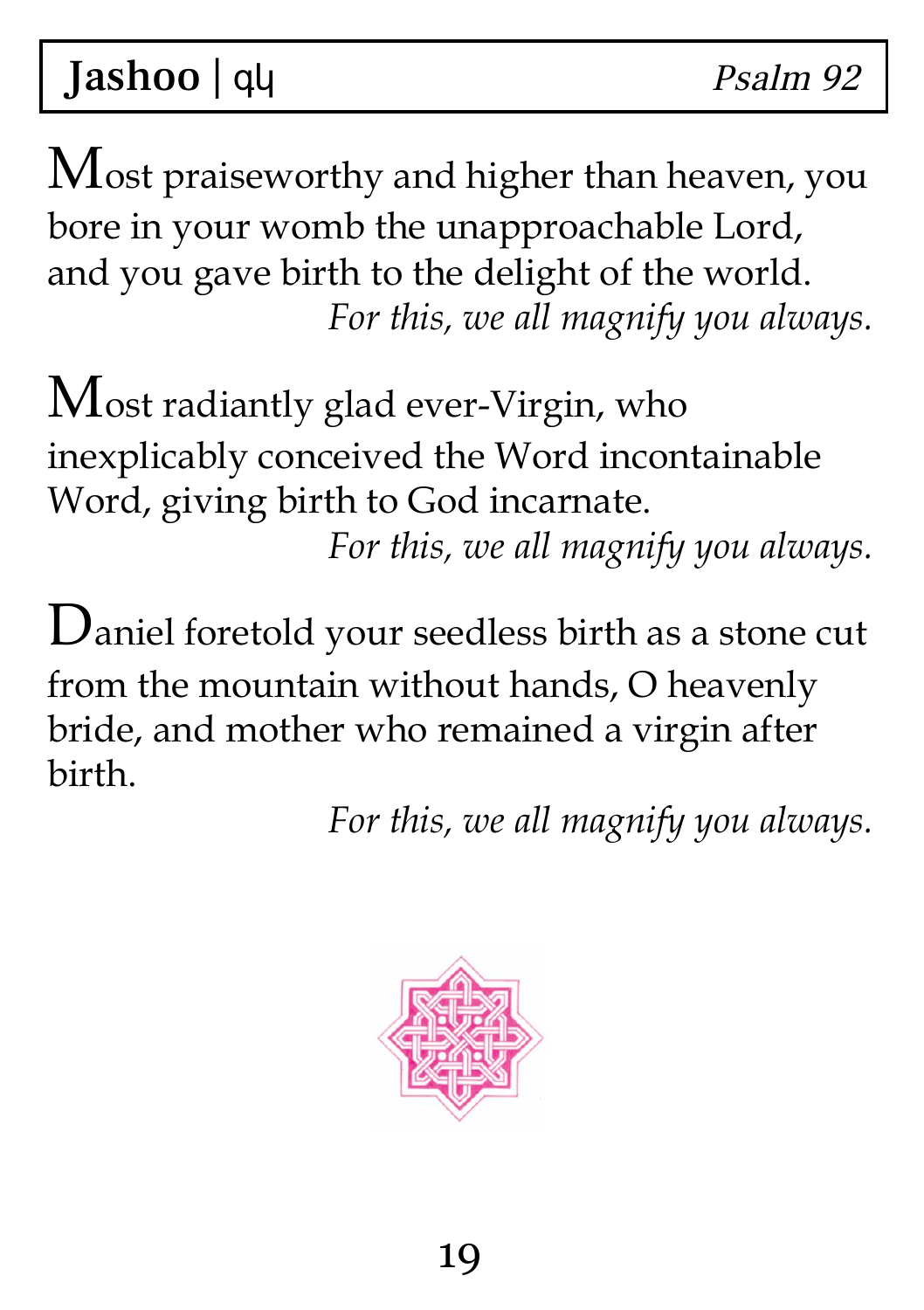Most praiseworthy and higher than heaven, you bore in your womb the unapproachable Lord, and you gave birth to the delight of the world.

*For this, we all magnify you always.*

Most radiantly glad ever-Virgin, who inexplicably conceived the Word incontainable Word, giving birth to God incarnate.

*For this, we all magnify you always.*

Daniel foretold your seedless birth as a stone cut from the mountain without hands, O heavenly bride, and mother who remained a virgin after birth.

*For this, we all magnify you always.*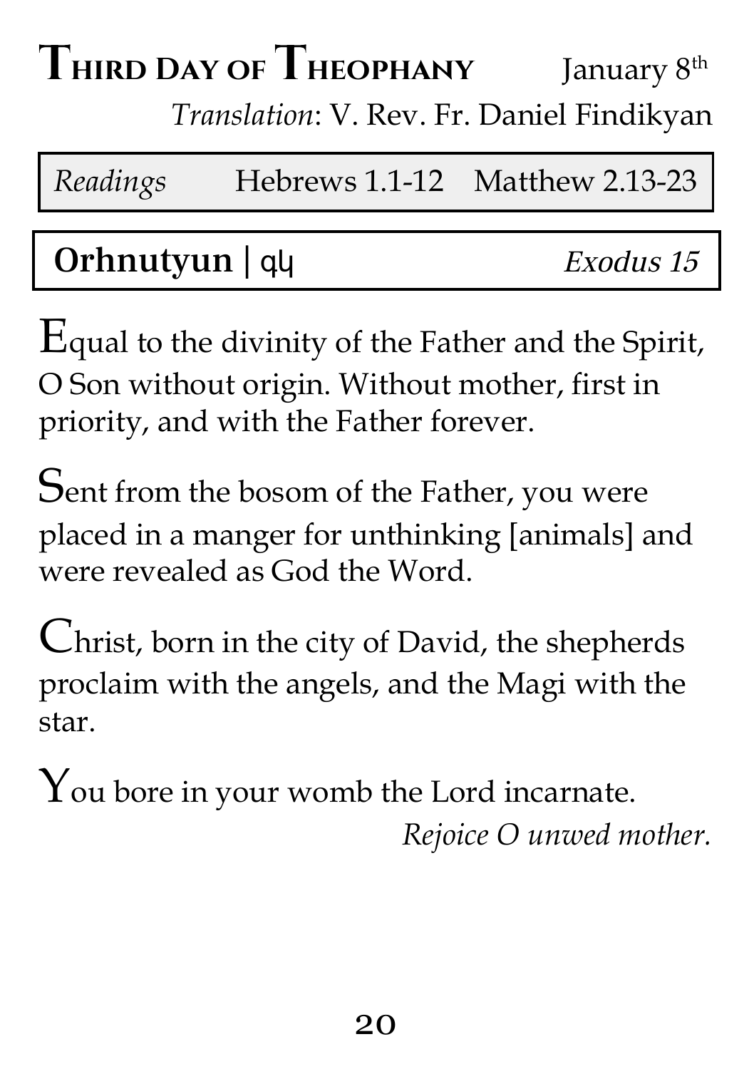# Third Day of Theophany

January 8th

*Translation*: V. Rev. Fr. Daniel Findikyan

| *Readings* | Hebrews 1.1-12 | Matthew 2.13-23 |
|---|---|---|

**Orhnutyun** | գկ *Exodus 15*

Equal to the divinity of the Father and the Spirit, O Son without origin. Without mother, first in priority, and with the Father forever.

Sent from the bosom of the Father, you were placed in a manger for unthinking [animals] and were revealed as God the Word.

Christ, born in the city of David, the shepherds proclaim with the angels, and the Magi with the star.

You bore in your womb the Lord incarnate.
*Rejoice O unwed mother.*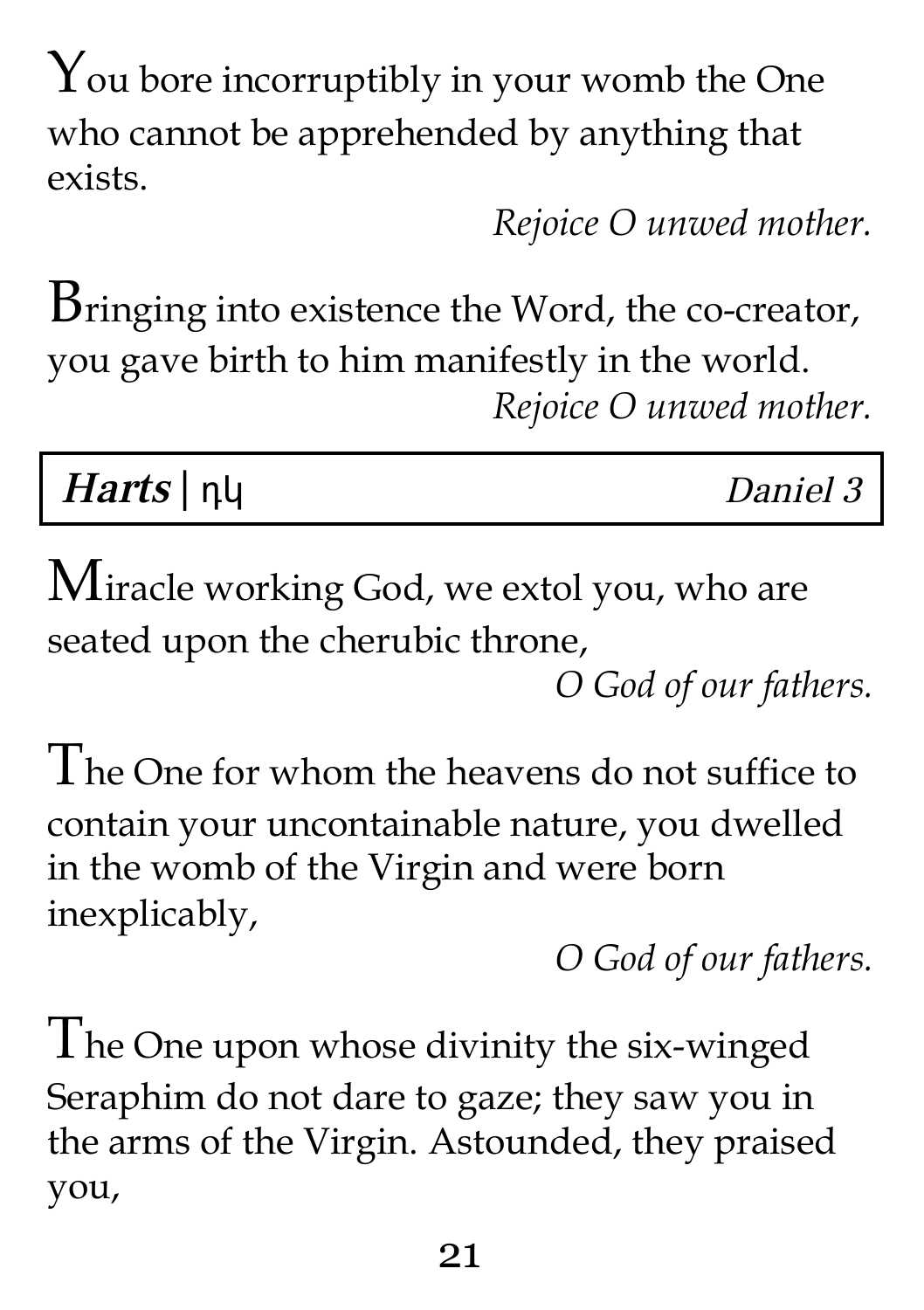You bore incorruptibly in your womb the One who cannot be apprehended by anything that exists.

*Rejoice O unwed mother.*

Bringing into existence the Word, the co-creator, you gave birth to him manifestly in the world.

*Rejoice O unwed mother.*

| ***Harts*** \| դկ | *Daniel 3* |
|---|---|

Miracle working God, we extol you, who are seated upon the cherubic throne,

*O God of our fathers.*

The One for whom the heavens do not suffice to contain your uncontainable nature, you dwelled in the womb of the Virgin and were born inexplicably,

*O God of our fathers.*

The One upon whose divinity the six-winged Seraphim do not dare to gaze; they saw you in the arms of the Virgin. Astounded, they praised you,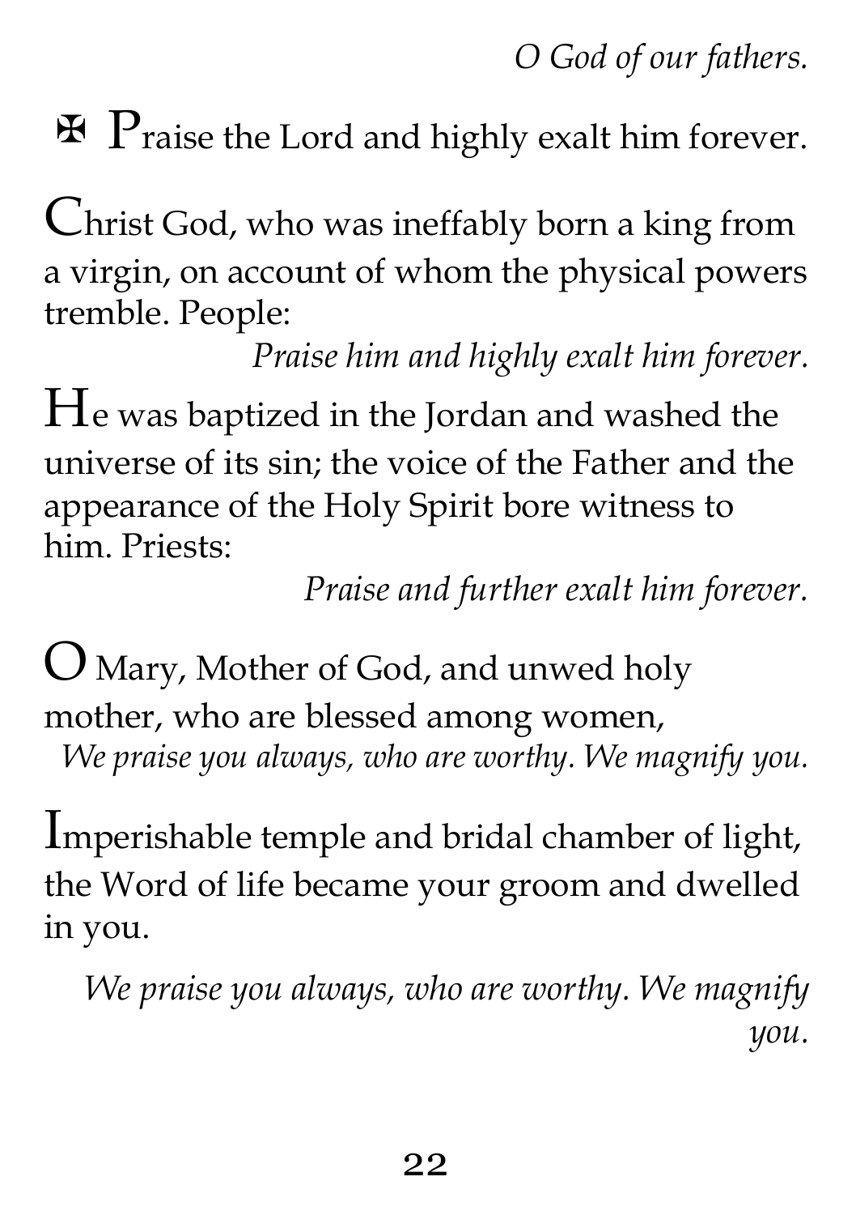*O God of our fathers.*

✠ Praise the Lord and highly exalt him forever.

Christ God, who was ineffably born a king from a virgin, on account of whom the physical powers tremble. People:

*Praise him and highly exalt him forever.*

He was baptized in the Jordan and washed the universe of its sin; the voice of the Father and the appearance of the Holy Spirit bore witness to him. Priests:

*Praise and further exalt him forever.*

O Mary, Mother of God, and unwed holy mother, who are blessed among women,

*We praise you always, who are worthy. We magnify you.*

Imperishable temple and bridal chamber of light, the Word of life became your groom and dwelled in you.

*We praise you always, who are worthy. We magnify you.*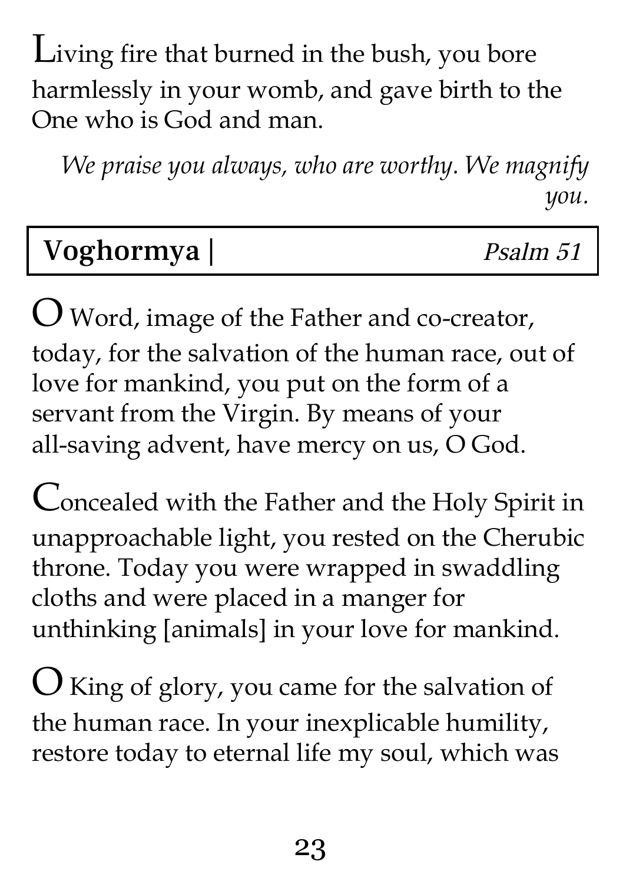Living fire that burned in the bush, you bore harmlessly in your womb, and gave birth to the One who is God and man.

*We praise you always, who are worthy. We magnify you.*

## **Voghormya |** *Psalm 51*

O Word, image of the Father and co-creator, today, for the salvation of the human race, out of love for mankind, you put on the form of a servant from the Virgin. By means of your all-saving advent, have mercy on us, O God.

Concealed with the Father and the Holy Spirit in unapproachable light, you rested on the Cherubic throne. Today you were wrapped in swaddling cloths and were placed in a manger for unthinking [animals] in your love for mankind.

O King of glory, you came for the salvation of the human race. In your inexplicable humility, restore today to eternal life my soul, which was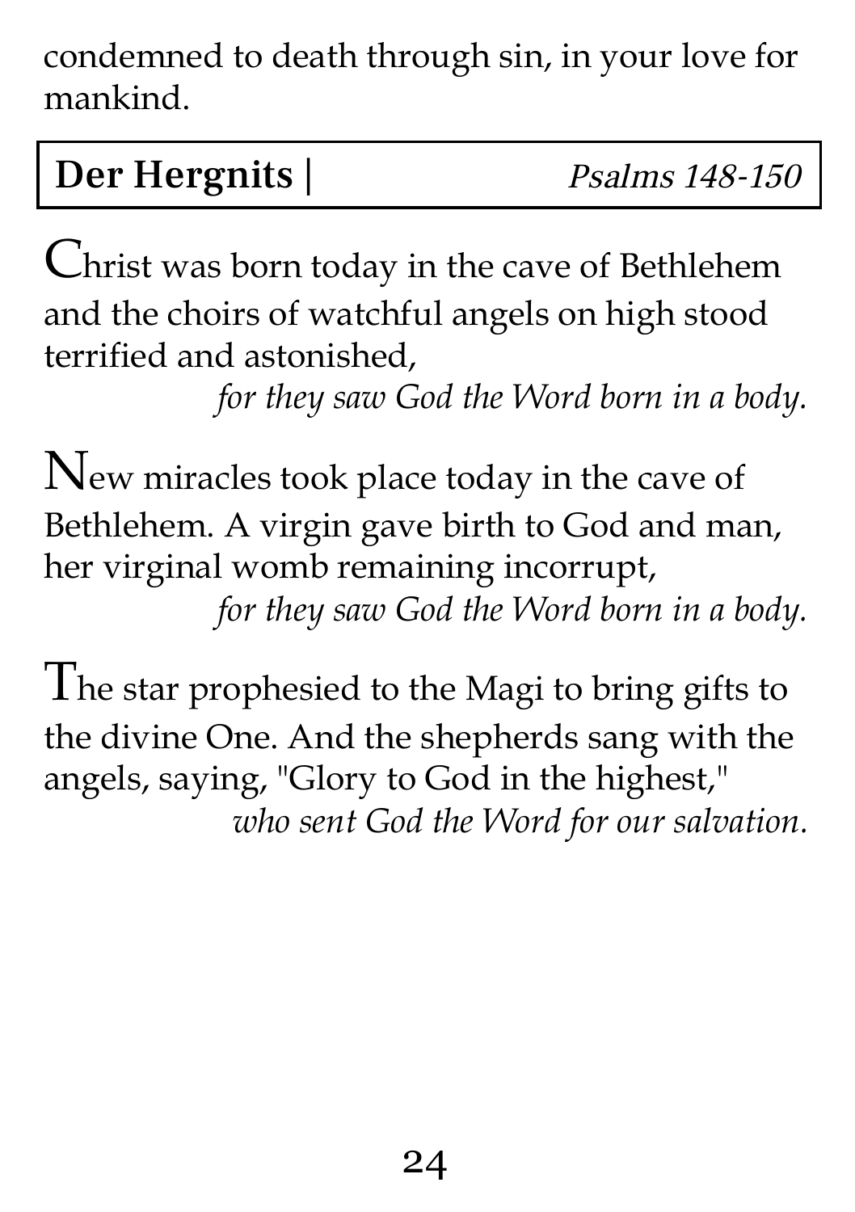condemned to death through sin, in your love for mankind.

## **Der Hergnits |** *Psalms 148-150*

Christ was born today in the cave of Bethlehem and the choirs of watchful angels on high stood terrified and astonished,
*for they saw God the Word born in a body.*

New miracles took place today in the cave of Bethlehem. A virgin gave birth to God and man, her virginal womb remaining incorrupt,
*for they saw God the Word born in a body.*

The star prophesied to the Magi to bring gifts to the divine One. And the shepherds sang with the angels, saying, "Glory to God in the highest,"
*who sent God the Word for our salvation.*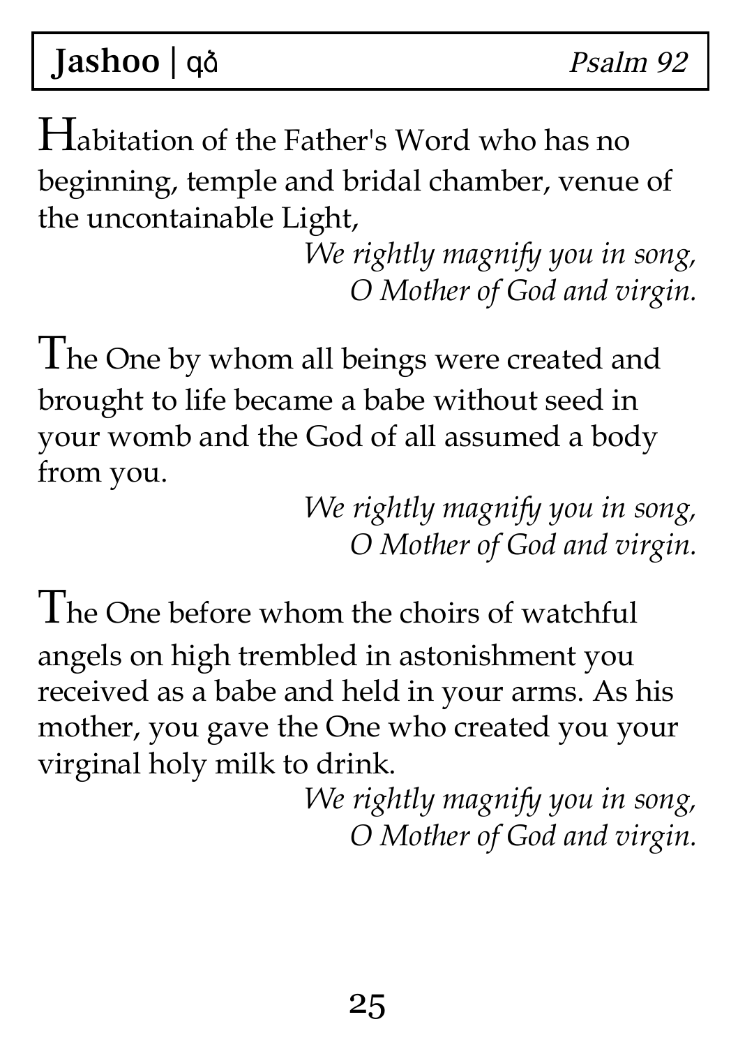**Jashoo** | ϥᴧ *Psalm 92*

Habitation of the Father's Word who has no beginning, temple and bridal chamber, venue of the uncontainable Light,

*We rightly magnify you in song,*
*O Mother of God and virgin.*

The One by whom all beings were created and brought to life became a babe without seed in your womb and the God of all assumed a body from you.

*We rightly magnify you in song,*
*O Mother of God and virgin.*

The One before whom the choirs of watchful angels on high trembled in astonishment you received as a babe and held in your arms. As his mother, you gave the One who created you your virginal holy milk to drink.

*We rightly magnify you in song,*
*O Mother of God and virgin.*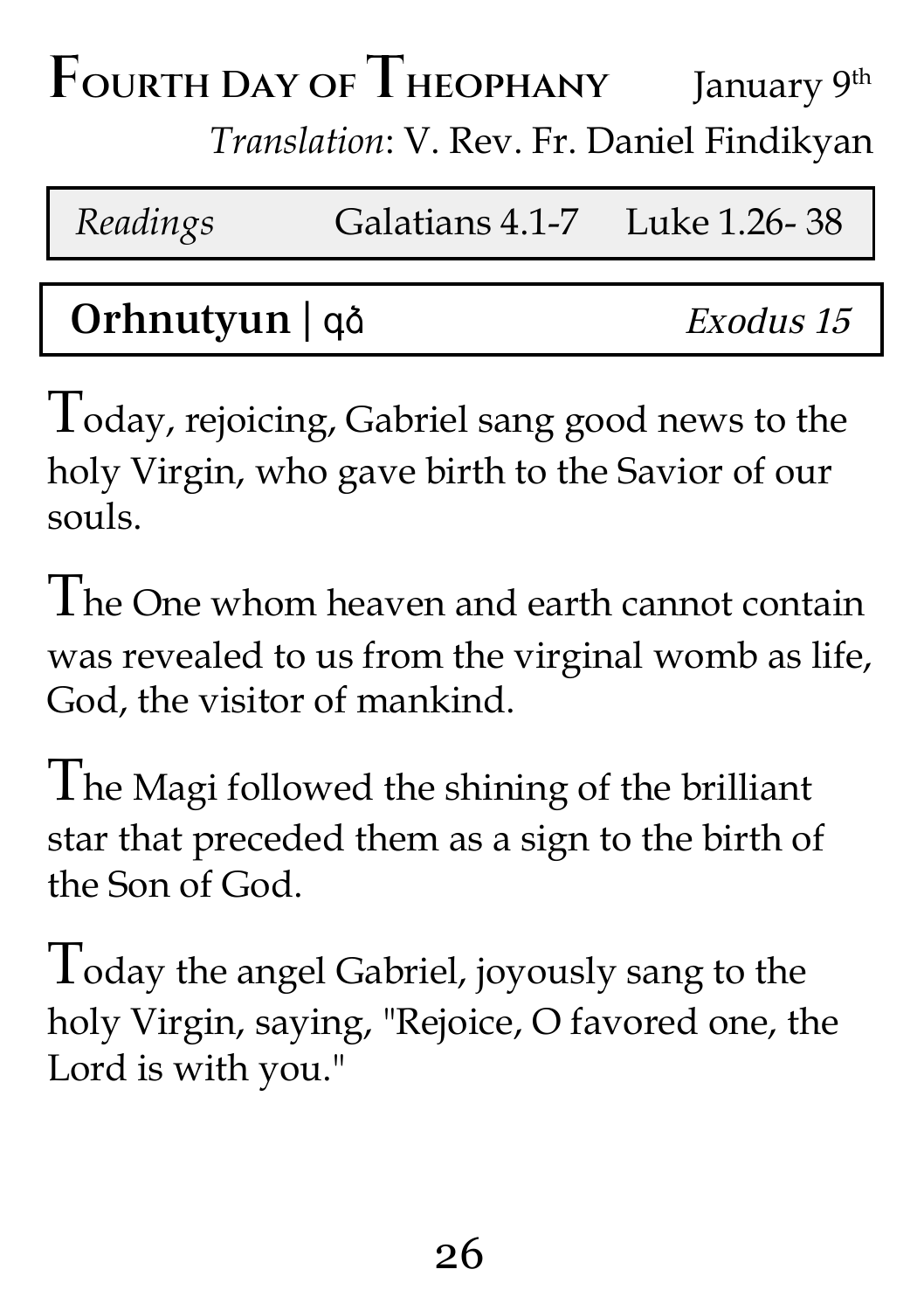# Fourth Day of Theophany

January 9th

*Translation*: V. Rev. Fr. Daniel Findikyan

| *Readings* | Galatians 4.1-7 | Luke 1.26- 38 |
|---|---|---|

| **Orhnutyun** \| գձ | *Exodus 15* |
|---|---|

Today, rejoicing, Gabriel sang good news to the holy Virgin, who gave birth to the Savior of our souls.

The One whom heaven and earth cannot contain was revealed to us from the virginal womb as life, God, the visitor of mankind.

The Magi followed the shining of the brilliant star that preceded them as a sign to the birth of the Son of God.

Today the angel Gabriel, joyously sang to the holy Virgin, saying, "Rejoice, O favored one, the Lord is with you."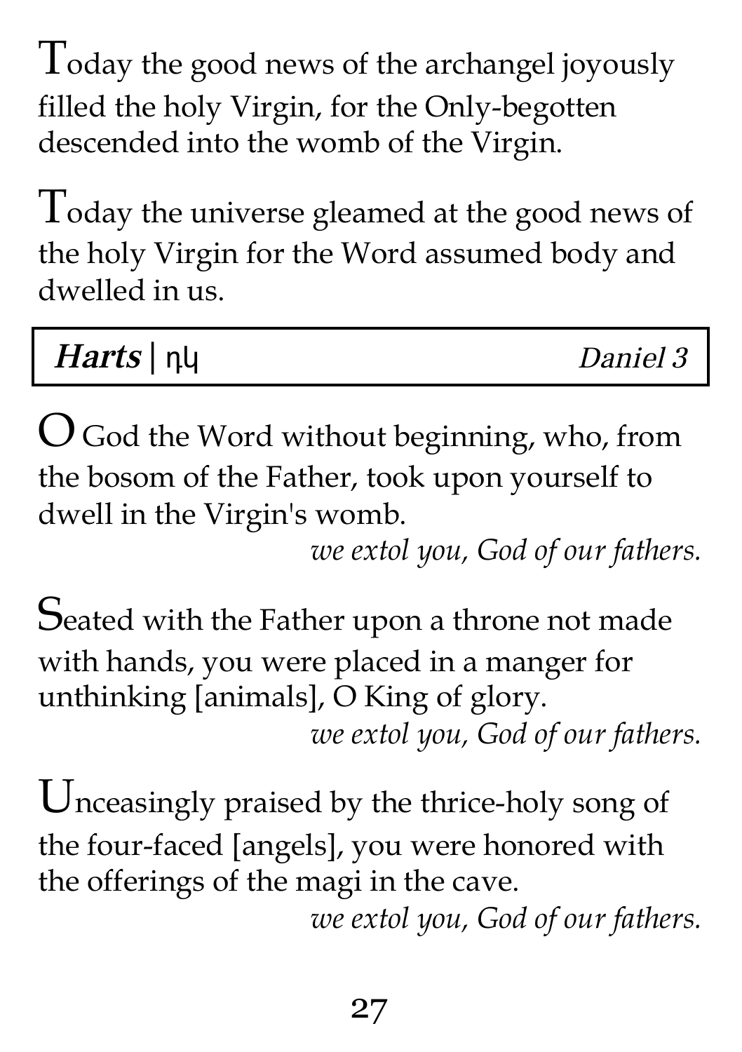Today the good news of the archangel joyously filled the holy Virgin, for the Only-begotten descended into the womb of the Virgin.

Today the universe gleamed at the good news of the holy Virgin for the Word assumed body and dwelled in us.

| ***Harts*** \| դկ | *Daniel 3* |
|---|---|

O God the Word without beginning, who, from the bosom of the Father, took upon yourself to dwell in the Virgin's womb.

*we extol you, God of our fathers.*

Seated with the Father upon a throne not made with hands, you were placed in a manger for unthinking [animals], O King of glory.

*we extol you, God of our fathers.*

Unceasingly praised by the thrice-holy song of the four-faced [angels], you were honored with the offerings of the magi in the cave.

*we extol you, God of our fathers.*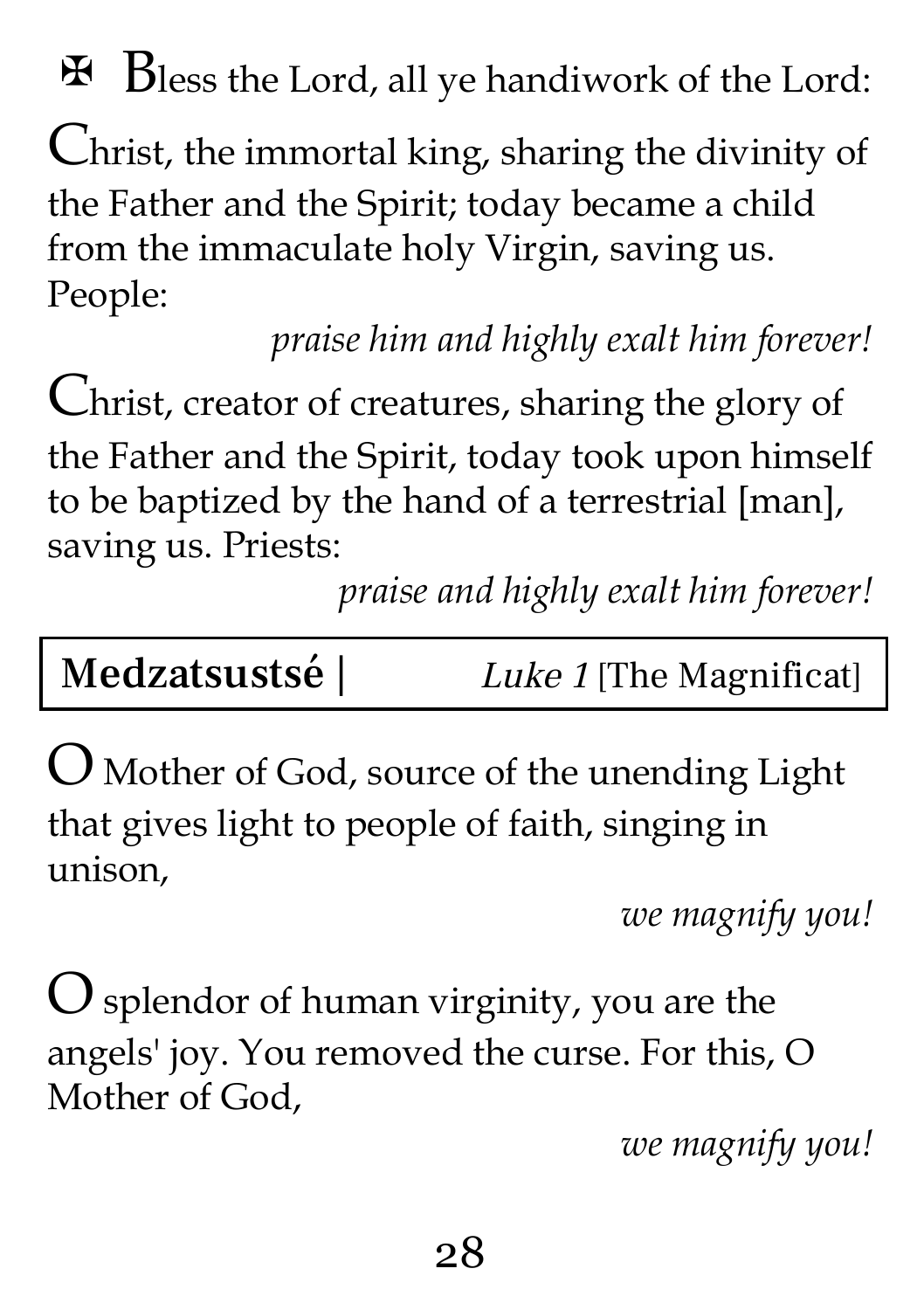✠ Bless the Lord, all ye handiwork of the Lord:

Christ, the immortal king, sharing the divinity of the Father and the Spirit; today became a child from the immaculate holy Virgin, saving us. People:

*praise him and highly exalt him forever!*

Christ, creator of creatures, sharing the glory of the Father and the Spirit, today took upon himself to be baptized by the hand of a terrestrial [man], saving us. Priests:

*praise and highly exalt him forever!*

## **Medzatsustsé |** *Luke 1* [The Magnificat]

O Mother of God, source of the unending Light that gives light to people of faith, singing in unison,

*we magnify you!*

O splendor of human virginity, you are the angels' joy. You removed the curse. For this, O Mother of God,

*we magnify you!*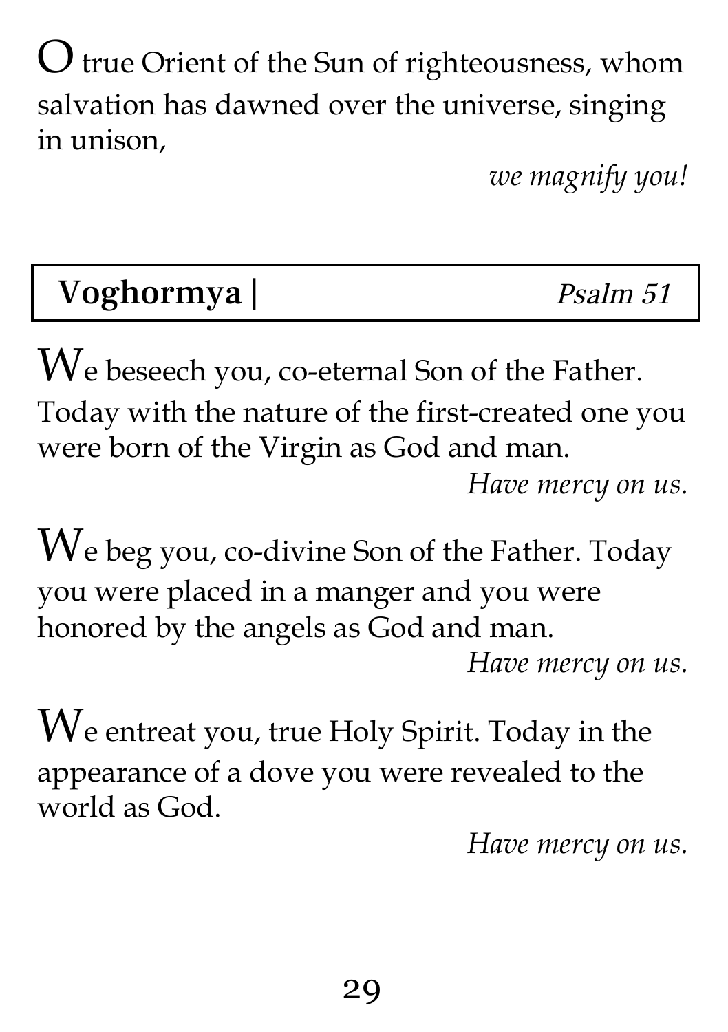O true Orient of the Sun of righteousness, whom salvation has dawned over the universe, singing in unison,

*we magnify you!*

## **Voghormya |** *Psalm 51*

We beseech you, co-eternal Son of the Father. Today with the nature of the first-created one you were born of the Virgin as God and man.

*Have mercy on us.*

We beg you, co-divine Son of the Father. Today you were placed in a manger and you were honored by the angels as God and man.

*Have mercy on us.*

We entreat you, true Holy Spirit. Today in the appearance of a dove you were revealed to the world as God.

*Have mercy on us.*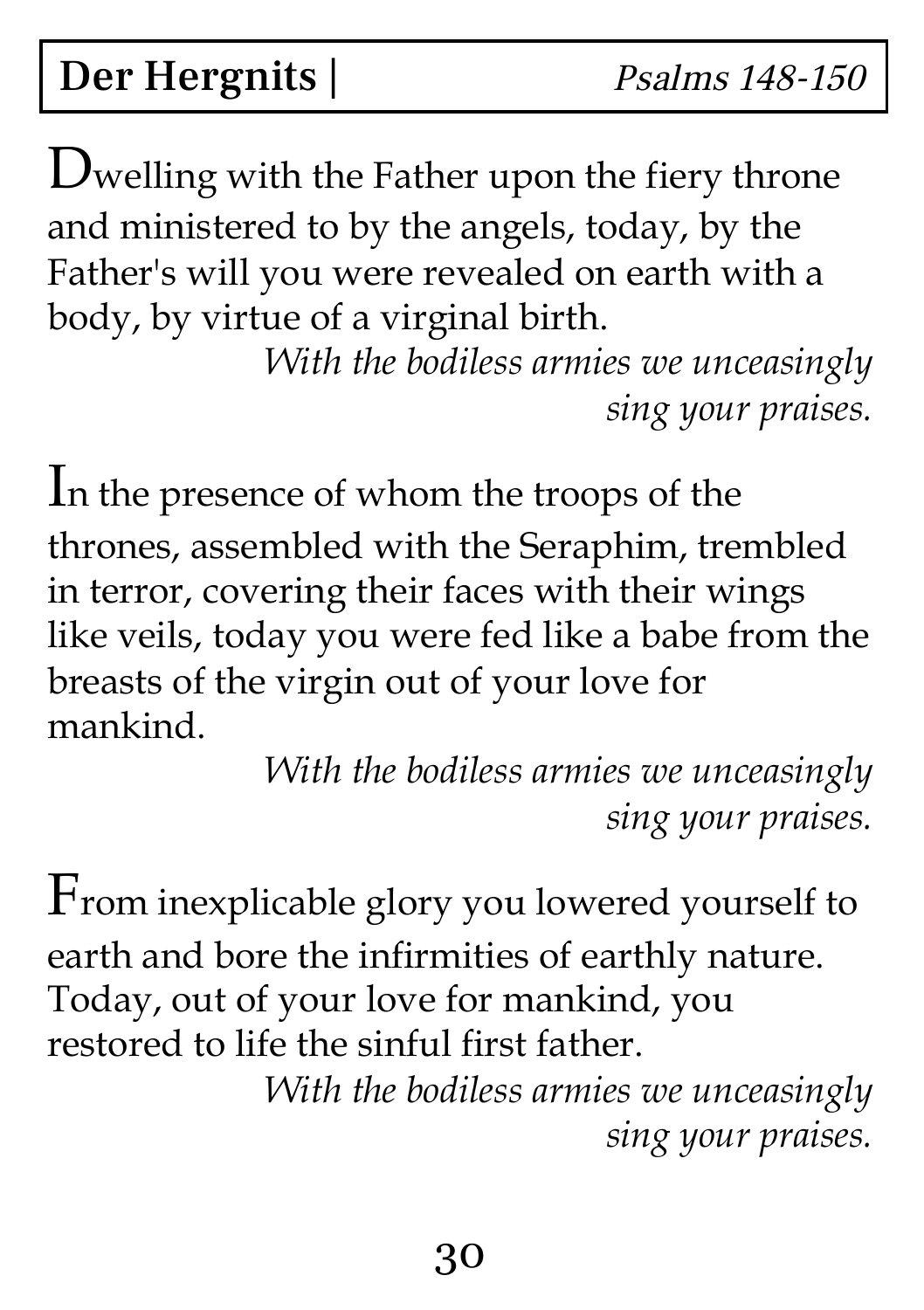**Der Hergnits |** *Psalms 148-150*

Dwelling with the Father upon the fiery throne and ministered to by the angels, today, by the Father's will you were revealed on earth with a body, by virtue of a virginal birth.

*With the bodiless armies we unceasingly sing your praises.*

In the presence of whom the troops of the thrones, assembled with the Seraphim, trembled in terror, covering their faces with their wings like veils, today you were fed like a babe from the breasts of the virgin out of your love for mankind.

*With the bodiless armies we unceasingly sing your praises.*

From inexplicable glory you lowered yourself to earth and bore the infirmities of earthly nature. Today, out of your love for mankind, you restored to life the sinful first father.

*With the bodiless armies we unceasingly sing your praises.*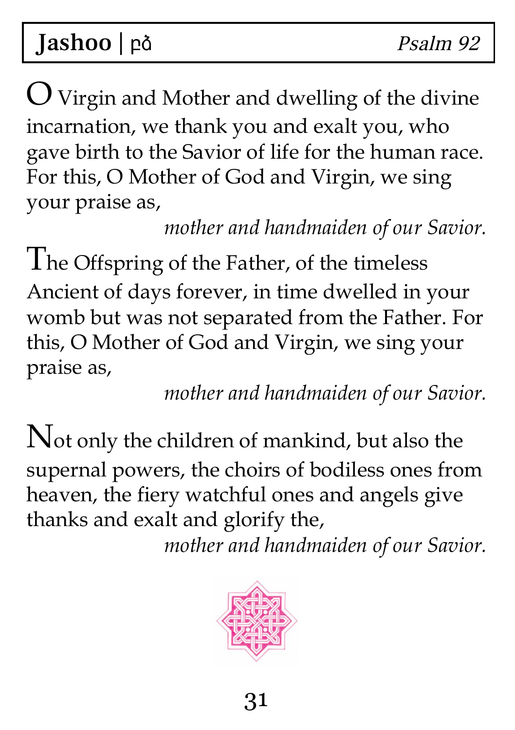O Virgin and Mother and dwelling of the divine incarnation, we thank you and exalt you, who gave birth to the Savior of life for the human race. For this, O Mother of God and Virgin, we sing your praise as,

*mother and handmaiden of our Savior.*

The Offspring of the Father, of the timeless Ancient of days forever, in time dwelled in your womb but was not separated from the Father. For this, O Mother of God and Virgin, we sing your praise as,

*mother and handmaiden of our Savior.*

Not only the children of mankind, but also the supernal powers, the choirs of bodiless ones from heaven, the fiery watchful ones and angels give thanks and exalt and glorify the,

*mother and handmaiden of our Savior.*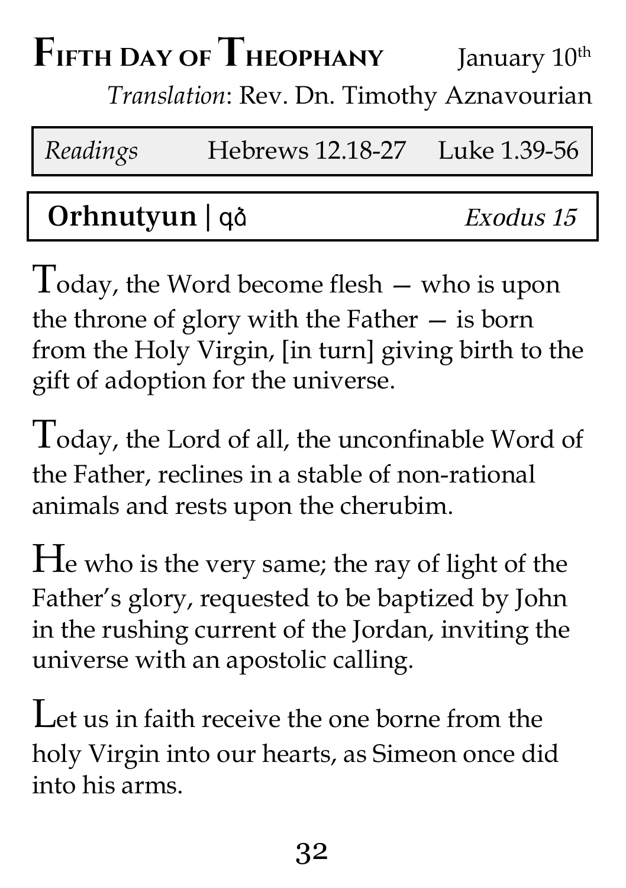# Fifth Day of Theophany

January 10th

*Translation*: Rev. Dn. Timothy Aznavourian

| *Readings* | Hebrews 12.18-27 | Luke 1.39-56 |
|---|---|---|

## Orhnutyun | գձ *Exodus 15*

Today, the Word become flesh — who is upon the throne of glory with the Father — is born from the Holy Virgin, [in turn] giving birth to the gift of adoption for the universe.

Today, the Lord of all, the unconfinable Word of the Father, reclines in a stable of non-rational animals and rests upon the cherubim.

He who is the very same; the ray of light of the Father's glory, requested to be baptized by John in the rushing current of the Jordan, inviting the universe with an apostolic calling.

Let us in faith receive the one borne from the holy Virgin into our hearts, as Simeon once did into his arms.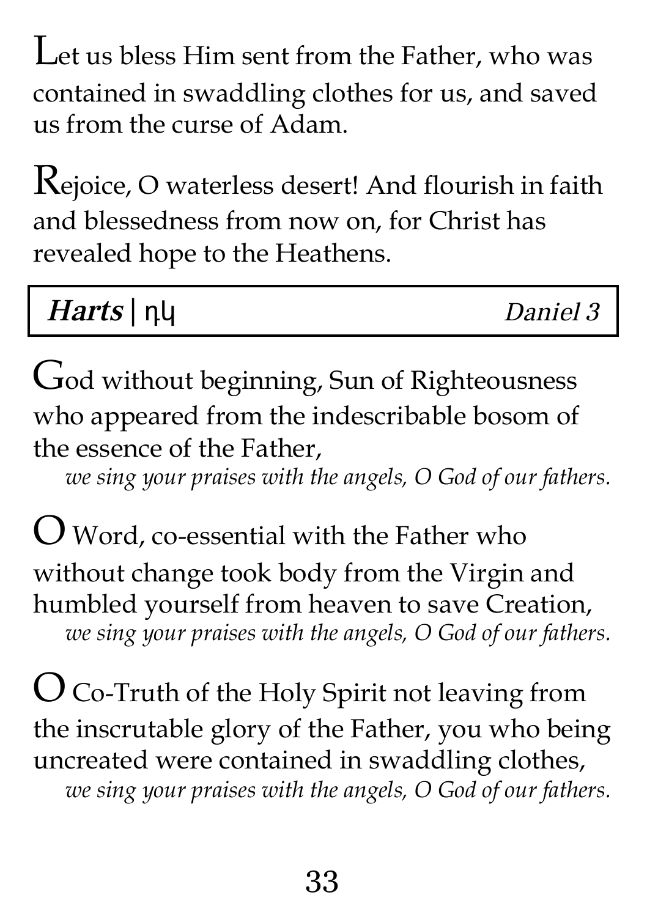Let us bless Him sent from the Father, who was contained in swaddling clothes for us, and saved us from the curse of Adam.

Rejoice, O waterless desert! And flourish in faith and blessedness from now on, for Christ has revealed hope to the Heathens.

| ***Harts*** \| դկ | *Daniel 3* |
|---|---|

God without beginning, Sun of Righteousness who appeared from the indescribable bosom of the essence of the Father,
*we sing your praises with the angels, O God of our fathers.*

O Word, co-essential with the Father who without change took body from the Virgin and humbled yourself from heaven to save Creation,
*we sing your praises with the angels, O God of our fathers.*

O Co-Truth of the Holy Spirit not leaving from the inscrutable glory of the Father, you who being uncreated were contained in swaddling clothes,
*we sing your praises with the angels, O God of our fathers.*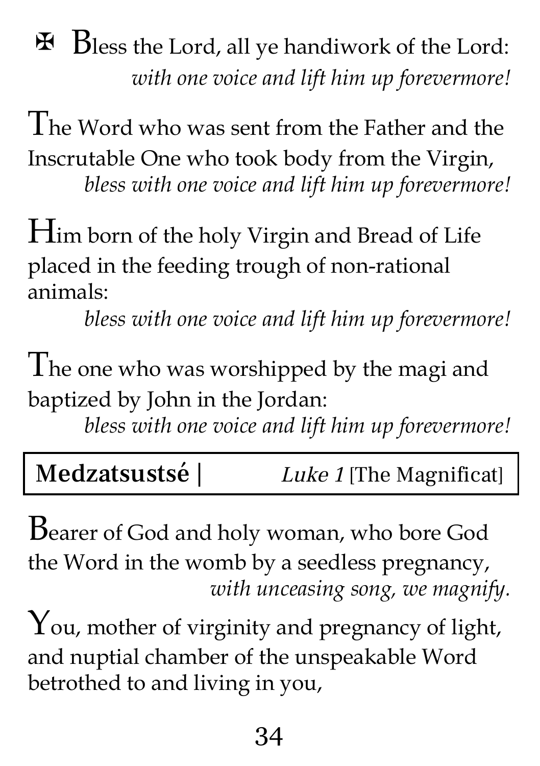✠ Bless the Lord, all ye handiwork of the Lord:
*with one voice and lift him up forevermore!*

The Word who was sent from the Father and the Inscrutable One who took body from the Virgin,
*bless with one voice and lift him up forevermore!*

Him born of the holy Virgin and Bread of Life placed in the feeding trough of non-rational animals:
*bless with one voice and lift him up forevermore!*

The one who was worshipped by the magi and baptized by John in the Jordan:
*bless with one voice and lift him up forevermore!*

| **Medzatsustsé \|** | *Luke 1* [The Magnificat] |
|---|---|

Bearer of God and holy woman, who bore God the Word in the womb by a seedless pregnancy,
*with unceasing song, we magnify.*

You, mother of virginity and pregnancy of light, and nuptial chamber of the unspeakable Word betrothed to and living in you,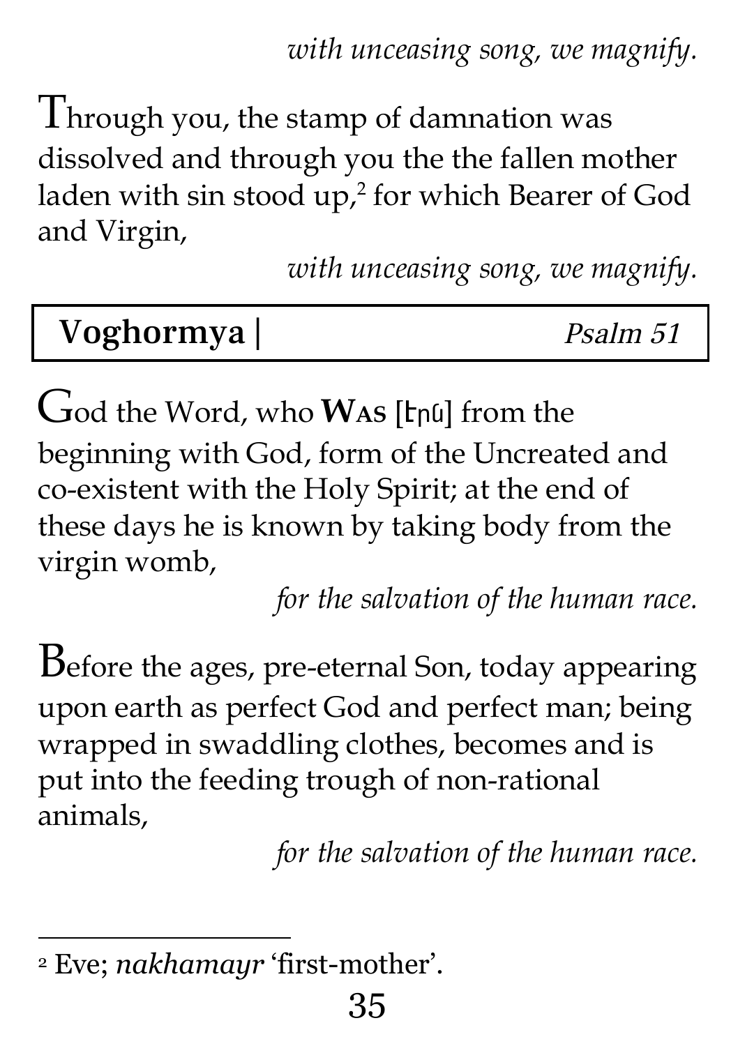*with unceasing song, we magnify.*

Through you, the stamp of damnation was dissolved and through you the the fallen mother laden with sin stood up,[2] for which Bearer of God and Virgin,

*with unceasing song, we magnify.*

| **Voghormya** \| | *Psalm 51* |
|---|---|

God the Word, who **Was** [էրն] from the beginning with God, form of the Uncreated and co-existent with the Holy Spirit; at the end of these days he is known by taking body from the virgin womb,

*for the salvation of the human race.*

Before the ages, pre-eternal Son, today appearing upon earth as perfect God and perfect man; being wrapped in swaddling clothes, becomes and is put into the feeding trough of non-rational animals,

*for the salvation of the human race.*

---

[2] Eve; *nakhamayr* 'first-mother'.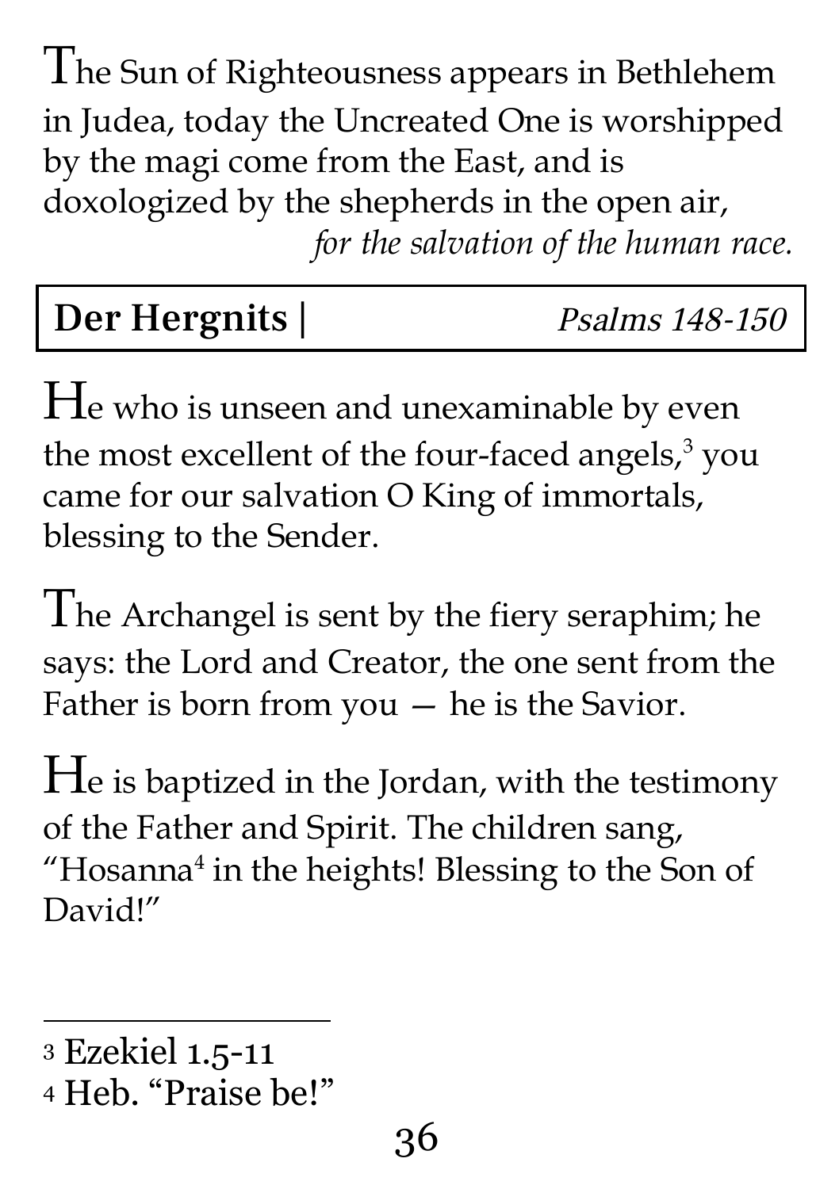The Sun of Righteousness appears in Bethlehem in Judea, today the Uncreated One is worshipped by the magi come from the East, and is doxologized by the shepherds in the open air,
*for the salvation of the human race.*

| **Der Hergnits \|** | *Psalms 148-150* |
|---|---|

He who is unseen and unexaminable by even the most excellent of the four-faced angels,[3] you came for our salvation O King of immortals, blessing to the Sender.

The Archangel is sent by the fiery seraphim; he says: the Lord and Creator, the one sent from the Father is born from you — he is the Savior.

He is baptized in the Jordan, with the testimony of the Father and Spirit. The children sang, "Hosanna[4] in the heights! Blessing to the Son of David!"

---

3 Ezekiel 1.5-11

4 Heb. "Praise be!"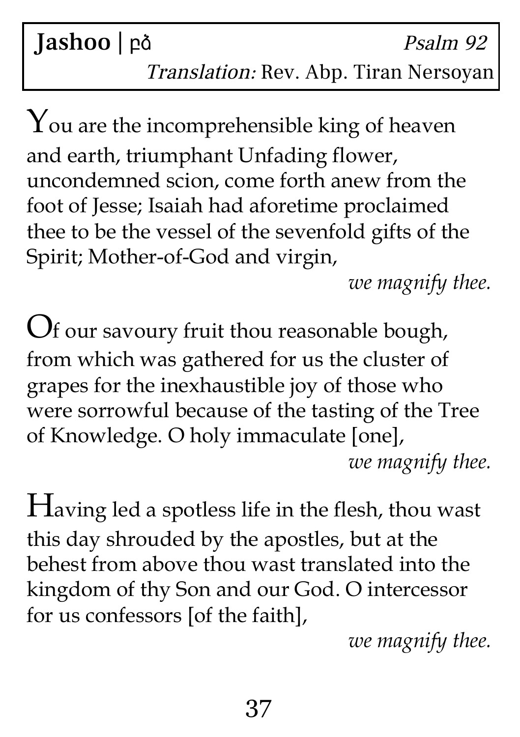**Jashoo | բձ** *Psalm 92*

*Translation:* Rev. Abp. Tiran Nersoyan

You are the incomprehensible king of heaven and earth, triumphant Unfading flower, uncondemned scion, come forth anew from the foot of Jesse; Isaiah had aforetime proclaimed thee to be the vessel of the sevenfold gifts of the Spirit; Mother-of-God and virgin,

*we magnify thee.*

Of our savoury fruit thou reasonable bough, from which was gathered for us the cluster of grapes for the inexhaustible joy of those who were sorrowful because of the tasting of the Tree of Knowledge. O holy immaculate [one],

*we magnify thee.*

Having led a spotless life in the flesh, thou wast this day shrouded by the apostles, but at the behest from above thou wast translated into the kingdom of thy Son and our God. O intercessor for us confessors [of the faith],

*we magnify thee.*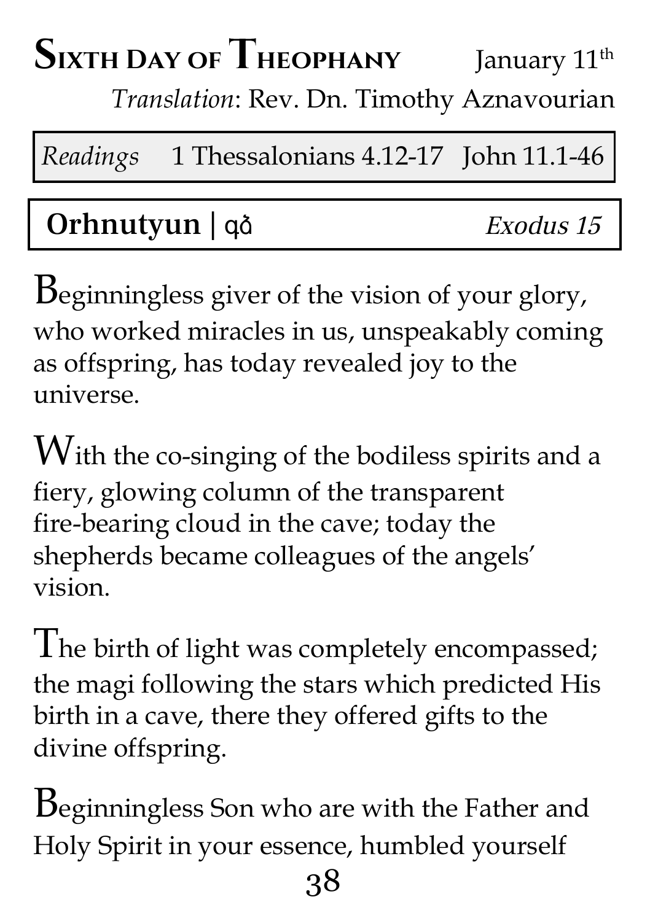# Sixth Day of Theophany

January 11th

*Translation*: Rev. Dn. Timothy Aznavourian

| *Readings* | 1 Thessalonians 4.12-17 | John 11.1-46 |
| --- | --- | --- |

**Orhnutyun** | գձ *Exodus 15*

Beginningless giver of the vision of your glory, who worked miracles in us, unspeakably coming as offspring, has today revealed joy to the universe.

With the co-singing of the bodiless spirits and a fiery, glowing column of the transparent fire-bearing cloud in the cave; today the shepherds became colleagues of the angels' vision.

The birth of light was completely encompassed; the magi following the stars which predicted His birth in a cave, there they offered gifts to the divine offspring.

Beginningless Son who are with the Father and Holy Spirit in your essence, humbled yourself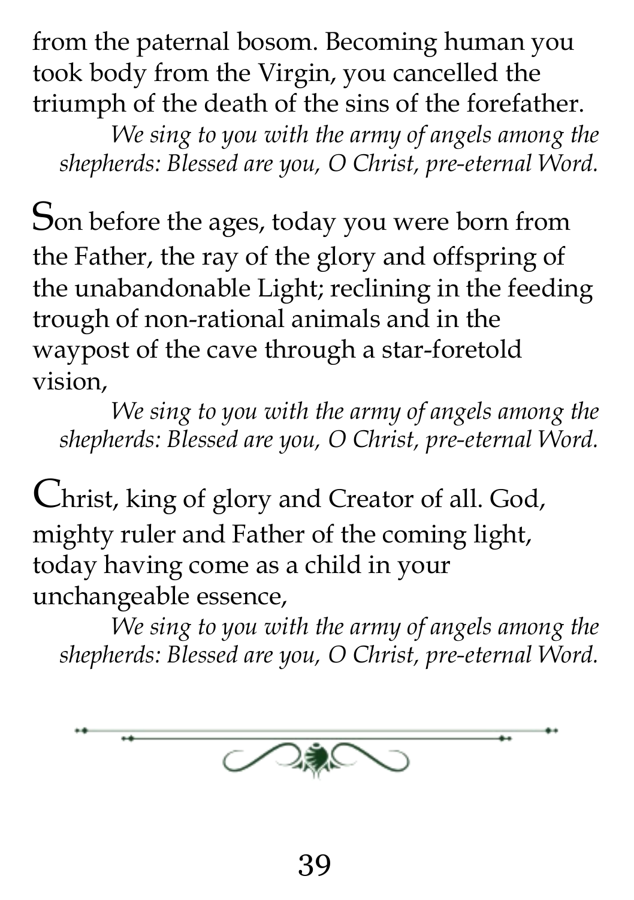from the paternal bosom. Becoming human you took body from the Virgin, you cancelled the triumph of the death of the sins of the forefather.

*We sing to you with the army of angels among the shepherds: Blessed are you, O Christ, pre-eternal Word.*

Son before the ages, today you were born from the Father, the ray of the glory and offspring of the unabandonable Light; reclining in the feeding trough of non-rational animals and in the waypost of the cave through a star-foretold vision,

*We sing to you with the army of angels among the shepherds: Blessed are you, O Christ, pre-eternal Word.*

Christ, king of glory and Creator of all. God, mighty ruler and Father of the coming light, today having come as a child in your unchangeable essence,

*We sing to you with the army of angels among the shepherds: Blessed are you, O Christ, pre-eternal Word.*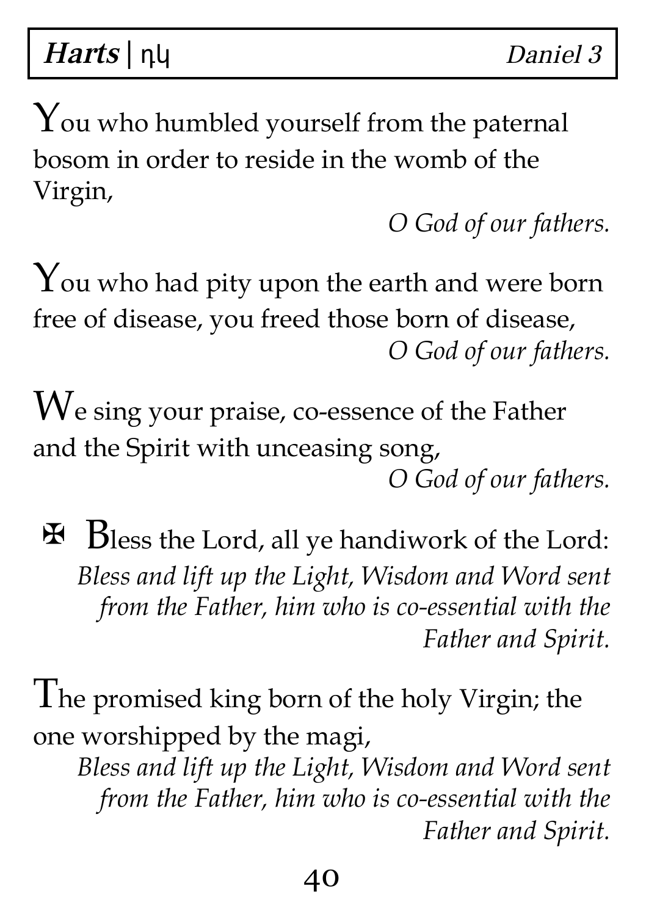You who humbled yourself from the paternal bosom in order to reside in the womb of the Virgin,

*O God of our fathers.*

You who had pity upon the earth and were born free of disease, you freed those born of disease,

*O God of our fathers.*

We sing your praise, co-essence of the Father and the Spirit with unceasing song,

*O God of our fathers.*

✠ Bless the Lord, all ye handiwork of the Lord:

*Bless and lift up the Light, Wisdom and Word sent from the Father, him who is co-essential with the Father and Spirit.*

The promised king born of the holy Virgin; the one worshipped by the magi,

*Bless and lift up the Light, Wisdom and Word sent from the Father, him who is co-essential with the Father and Spirit.*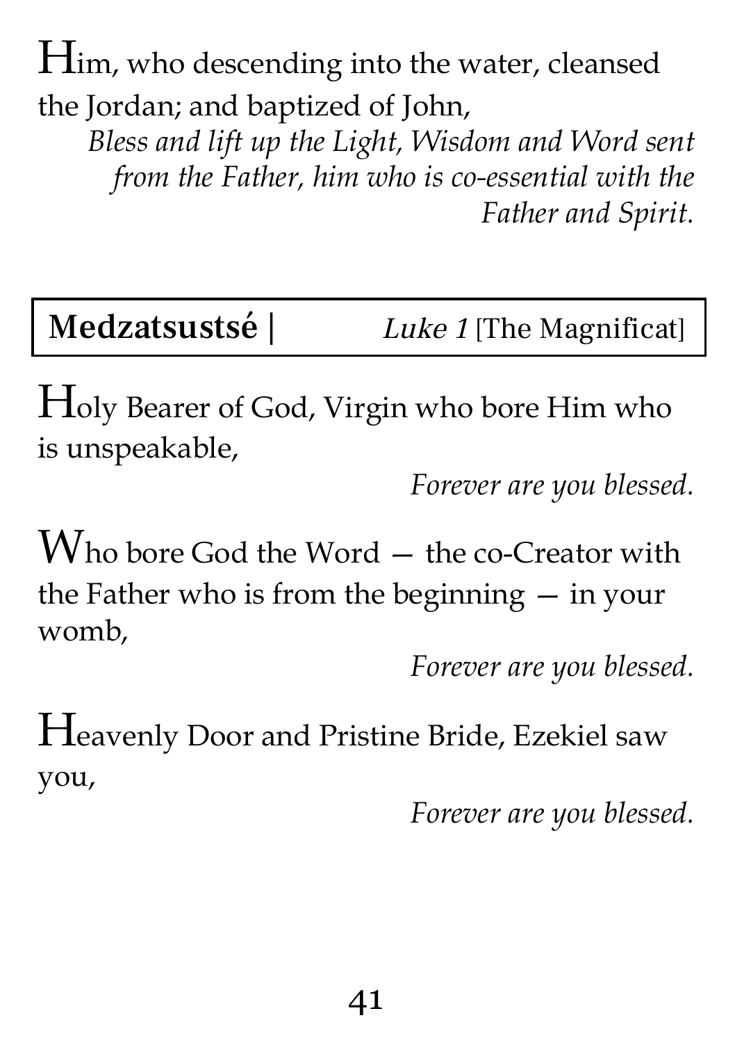Him, who descending into the water, cleansed the Jordan; and baptized of John,

*Bless and lift up the Light, Wisdom and Word sent from the Father, him who is co-essential with the Father and Spirit.*

| **Medzatsustsé** | *Luke 1* [The Magnificat] |
|---|---|

Holy Bearer of God, Virgin who bore Him who is unspeakable,

*Forever are you blessed.*

Who bore God the Word — the co-Creator with the Father who is from the beginning — in your womb,

*Forever are you blessed.*

Heavenly Door and Pristine Bride, Ezekiel saw you,

*Forever are you blessed.*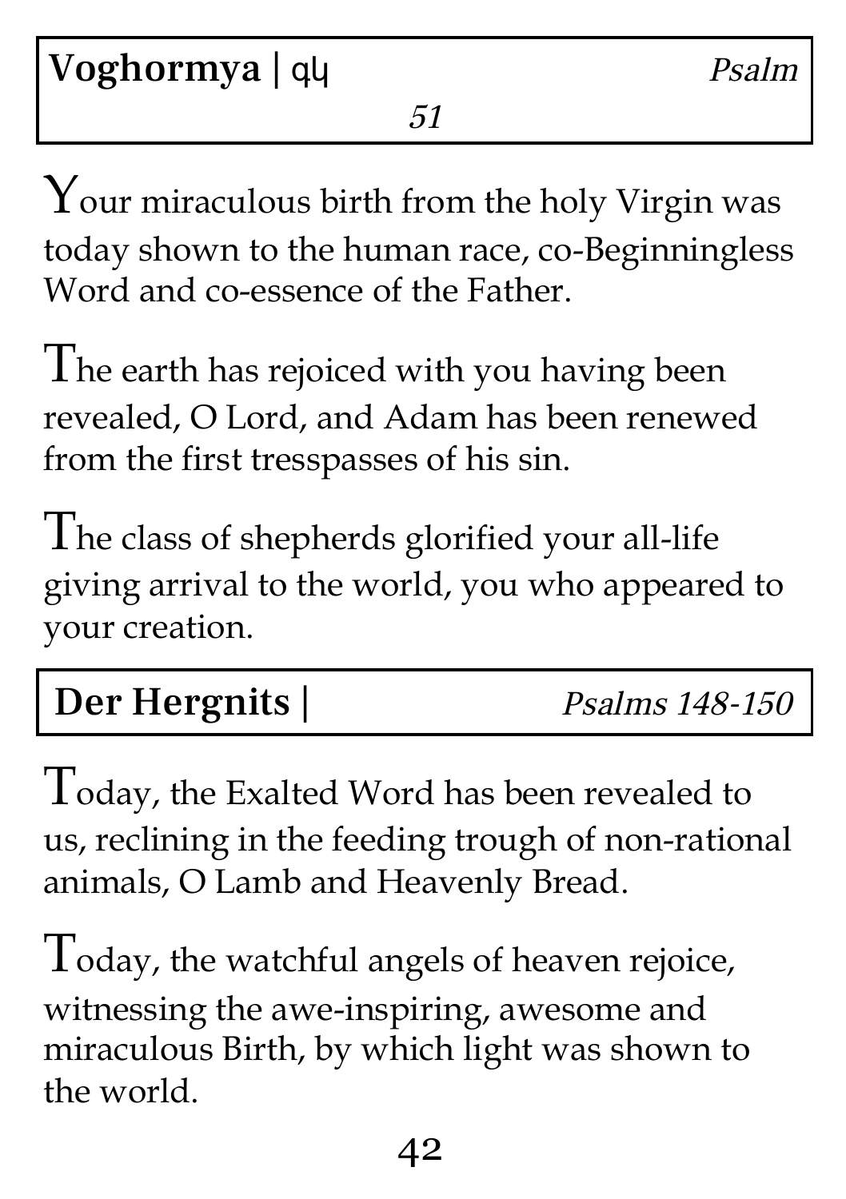**Voghormya | գկ** *Psalm 51*

Your miraculous birth from the holy Virgin was today shown to the human race, co-Beginningless Word and co-essence of the Father.

The earth has rejoiced with you having been revealed, O Lord, and Adam has been renewed from the first tresspasses of his sin.

The class of shepherds glorified your all-life giving arrival to the world, you who appeared to your creation.

**Der Hergnits |** *Psalms 148-150*

Today, the Exalted Word has been revealed to us, reclining in the feeding trough of non-rational animals, O Lamb and Heavenly Bread.

Today, the watchful angels of heaven rejoice, witnessing the awe-inspiring, awesome and miraculous Birth, by which light was shown to the world.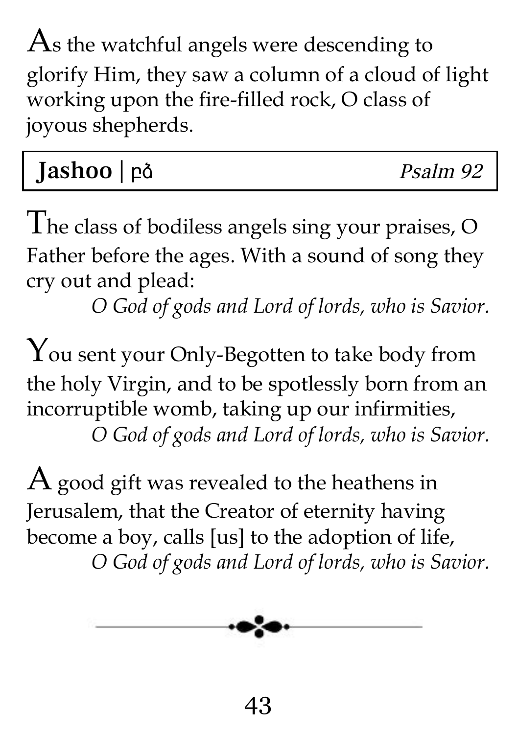As the watchful angels were descending to glorify Him, they saw a column of a cloud of light working upon the fire-filled rock, O class of joyous shepherds.

| **Jashoo** \| ܓܫܘ | *Psalm 92* |
|---|---|

The class of bodiless angels sing your praises, O Father before the ages. With a sound of song they cry out and plead:

*O God of gods and Lord of lords, who is Savior.*

You sent your Only-Begotten to take body from the holy Virgin, and to be spotlessly born from an incorruptible womb, taking up our infirmities,

*O God of gods and Lord of lords, who is Savior.*

A good gift was revealed to the heathens in Jerusalem, that the Creator of eternity having become a boy, calls [us] to the adoption of life,

*O God of gods and Lord of lords, who is Savior.*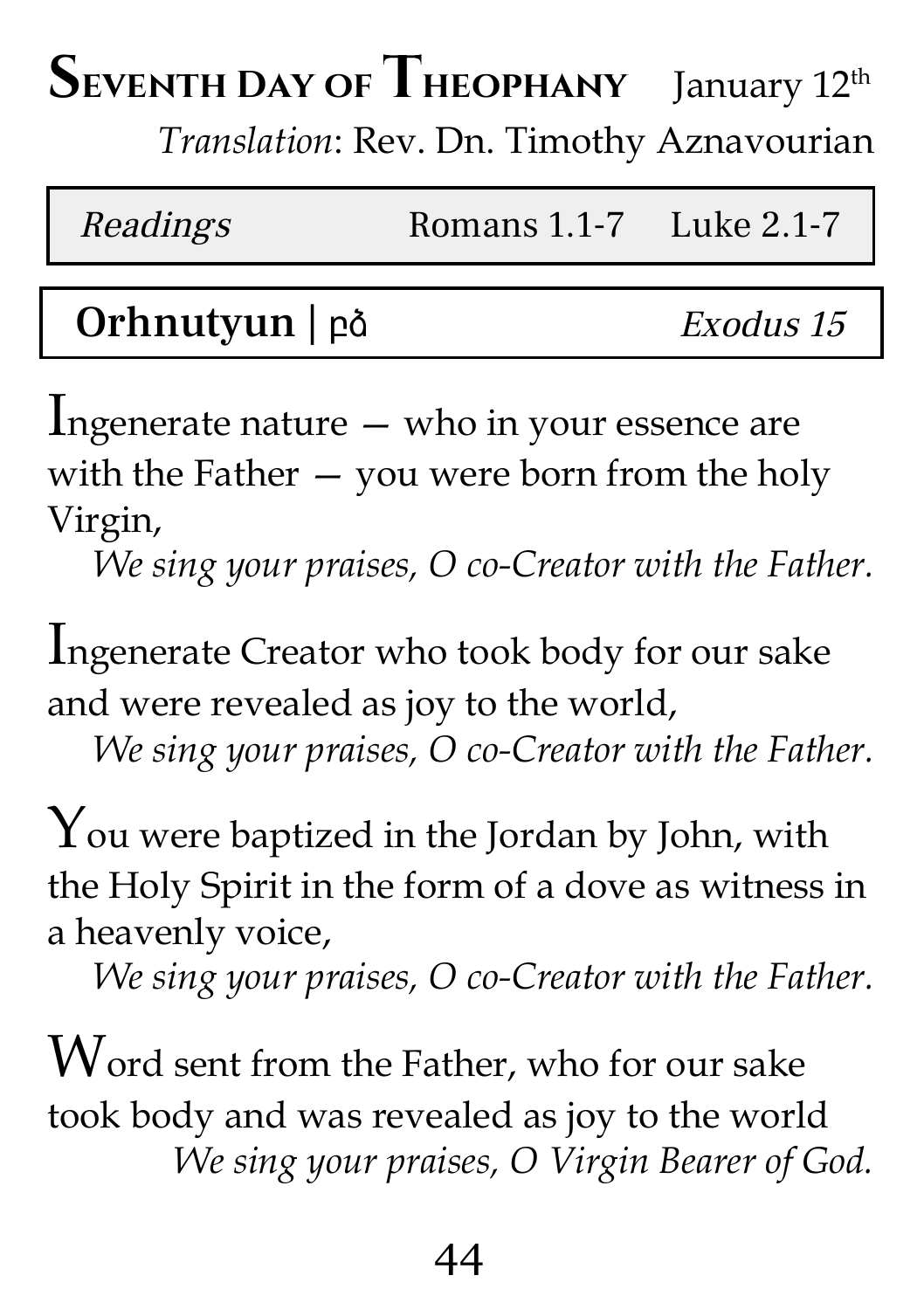# Seventh Day of Theophany January 12th

*Translation*: Rev. Dn. Timothy Aznavourian

| *Readings* | Romans 1.1-7 | Luke 2.1-7 |
|---|---|---|

| **Orhnutyun** \| բձ | *Exodus 15* |
|---|---|

Ingenerate nature — who in your essence are with the Father — you were born from the holy Virgin,

*We sing your praises, O co-Creator with the Father.*

Ingenerate Creator who took body for our sake and were revealed as joy to the world,

*We sing your praises, O co-Creator with the Father.*

You were baptized in the Jordan by John, with the Holy Spirit in the form of a dove as witness in a heavenly voice,

*We sing your praises, O co-Creator with the Father.*

Word sent from the Father, who for our sake took body and was revealed as joy to the world

*We sing your praises, O Virgin Bearer of God.*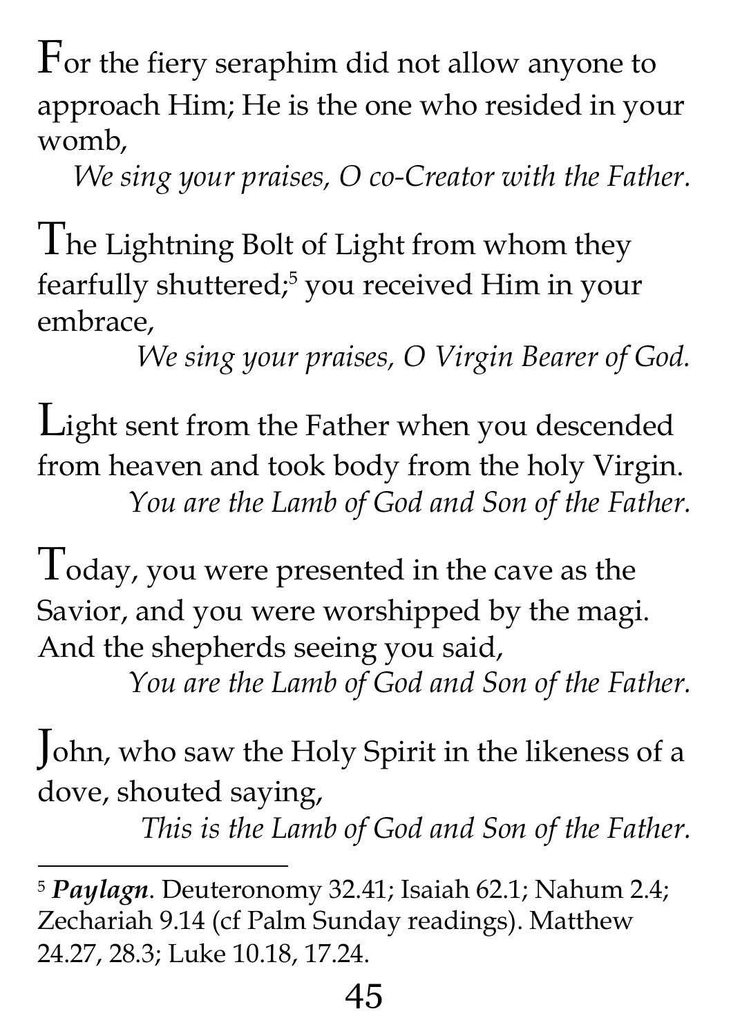For the fiery seraphim did not allow anyone to approach Him; He is the one who resided in your womb,

*We sing your praises, O co-Creator with the Father.*

The Lightning Bolt of Light from whom they fearfully shuttered;[5] you received Him in your embrace,

*We sing your praises, O Virgin Bearer of God.*

Light sent from the Father when you descended from heaven and took body from the holy Virgin.

*You are the Lamb of God and Son of the Father.*

Today, you were presented in the cave as the Savior, and you were worshipped by the magi. And the shepherds seeing you said,

*You are the Lamb of God and Son of the Father.*

John, who saw the Holy Spirit in the likeness of a dove, shouted saying,

*This is the Lamb of God and Son of the Father.*

---

[5] ***Paylagn***. Deuteronomy 32.41; Isaiah 62.1; Nahum 2.4; Zechariah 9.14 (cf Palm Sunday readings). Matthew 24.27, 28.3; Luke 10.18, 17.24.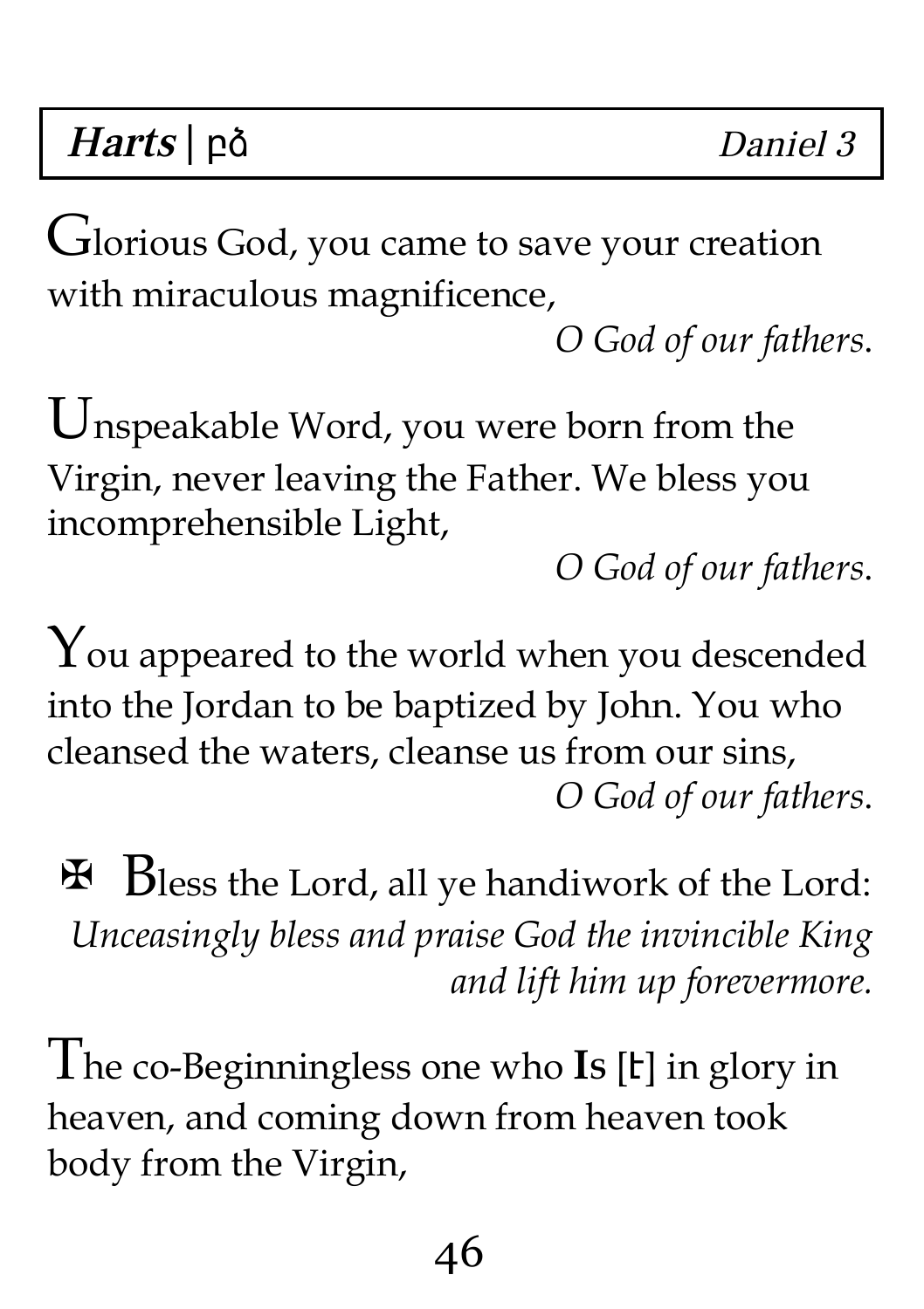**Harts** | ⲣ̀ⲇ *Daniel 3*

Glorious God, you came to save your creation with miraculous magnificence,

*O God of our fathers.*

Unspeakable Word, you were born from the Virgin, never leaving the Father. We bless you incomprehensible Light,

*O God of our fathers.*

You appeared to the world when you descended into the Jordan to be baptized by John. You who cleansed the waters, cleanse us from our sins,

*O God of our fathers.*

✠ Bless the Lord, all ye handiwork of the Lord:
*Unceasingly bless and praise God the invincible King and lift him up forevermore.*

The co-Beginningless one who **Is** [ⲉ] in glory in heaven, and coming down from heaven took body from the Virgin,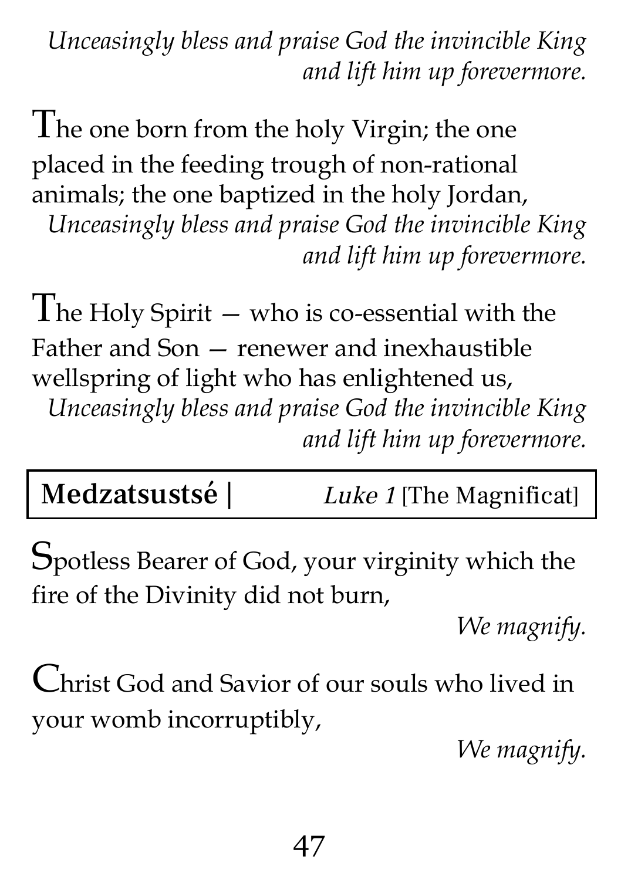*Unceasingly bless and praise God the invincible King and lift him up forevermore.*

The one born from the holy Virgin; the one placed in the feeding trough of non-rational animals; the one baptized in the holy Jordan,
*Unceasingly bless and praise God the invincible King and lift him up forevermore.*

The Holy Spirit — who is co-essential with the Father and Son — renewer and inexhaustible wellspring of light who has enlightened us,
*Unceasingly bless and praise God the invincible King and lift him up forevermore.*

## **Medzatsustsé |** *Luke 1* [The Magnificat]

Spotless Bearer of God, your virginity which the fire of the Divinity did not burn,
*We magnify.*

Christ God and Savior of our souls who lived in your womb incorruptibly,
*We magnify.*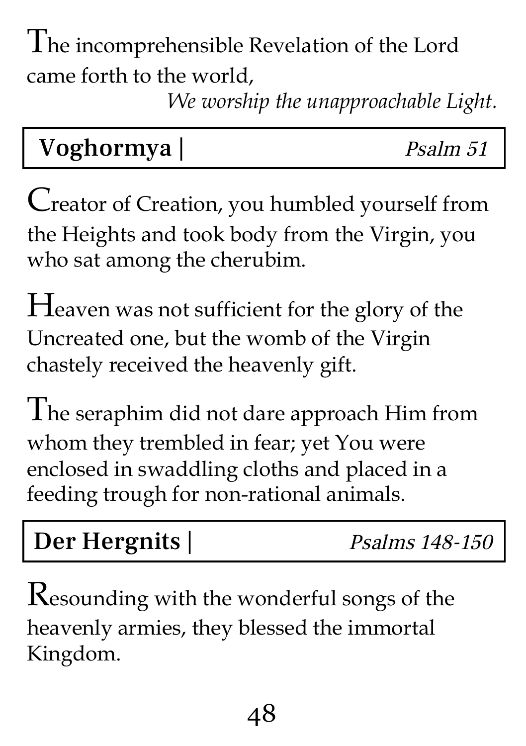The incomprehensible Revelation of the Lord came forth to the world,

*We worship the unapproachable Light.*

## Voghormya | *Psalm 51*

Creator of Creation, you humbled yourself from the Heights and took body from the Virgin, you who sat among the cherubim.

Heaven was not sufficient for the glory of the Uncreated one, but the womb of the Virgin chastely received the heavenly gift.

The seraphim did not dare approach Him from whom they trembled in fear; yet You were enclosed in swaddling cloths and placed in a feeding trough for non-rational animals.

## Der Hergnits | *Psalms 148-150*

Resounding with the wonderful songs of the heavenly armies, they blessed the immortal Kingdom.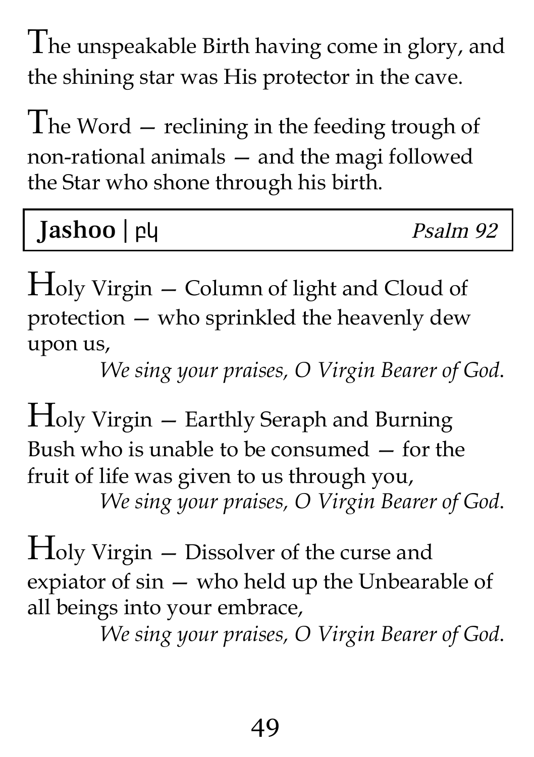The unspeakable Birth having come in glory, and the shining star was His protector in the cave.

The Word — reclining in the feeding trough of non-rational animals — and the magi followed the Star who shone through his birth.

| **Jashoo** \| ϼϥ | *Psalm 92* |
|---|---|

Holy Virgin — Column of light and Cloud of protection — who sprinkled the heavenly dew upon us,
*We sing your praises, O Virgin Bearer of God.*

Holy Virgin — Earthly Seraph and Burning Bush who is unable to be consumed — for the fruit of life was given to us through you,
*We sing your praises, O Virgin Bearer of God.*

Holy Virgin — Dissolver of the curse and expiator of sin — who held up the Unbearable of all beings into your embrace,
*We sing your praises, O Virgin Bearer of God.*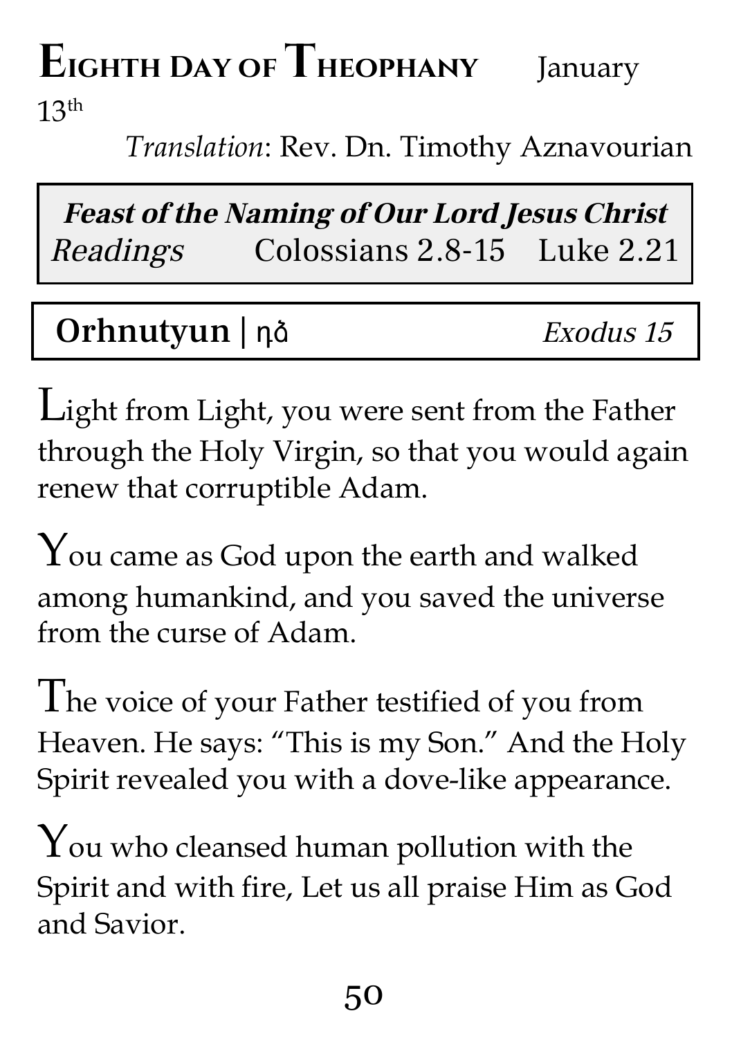# Eighth Day of Theophany January 13th

*Translation*: Rev. Dn. Timothy Aznavourian

| ***Feast of the Naming of Our Lord Jesus Christ*** | | |
|---|---|---|
| *Readings* | Colossians 2.8-15 | Luke 2.21 |

**Orhnutyun** | դձ *Exodus 15*

Light from Light, you were sent from the Father through the Holy Virgin, so that you would again renew that corruptible Adam.

You came as God upon the earth and walked among humankind, and you saved the universe from the curse of Adam.

The voice of your Father testified of you from Heaven. He says: "This is my Son." And the Holy Spirit revealed you with a dove-like appearance.

You who cleansed human pollution with the Spirit and with fire, Let us all praise Him as God and Savior.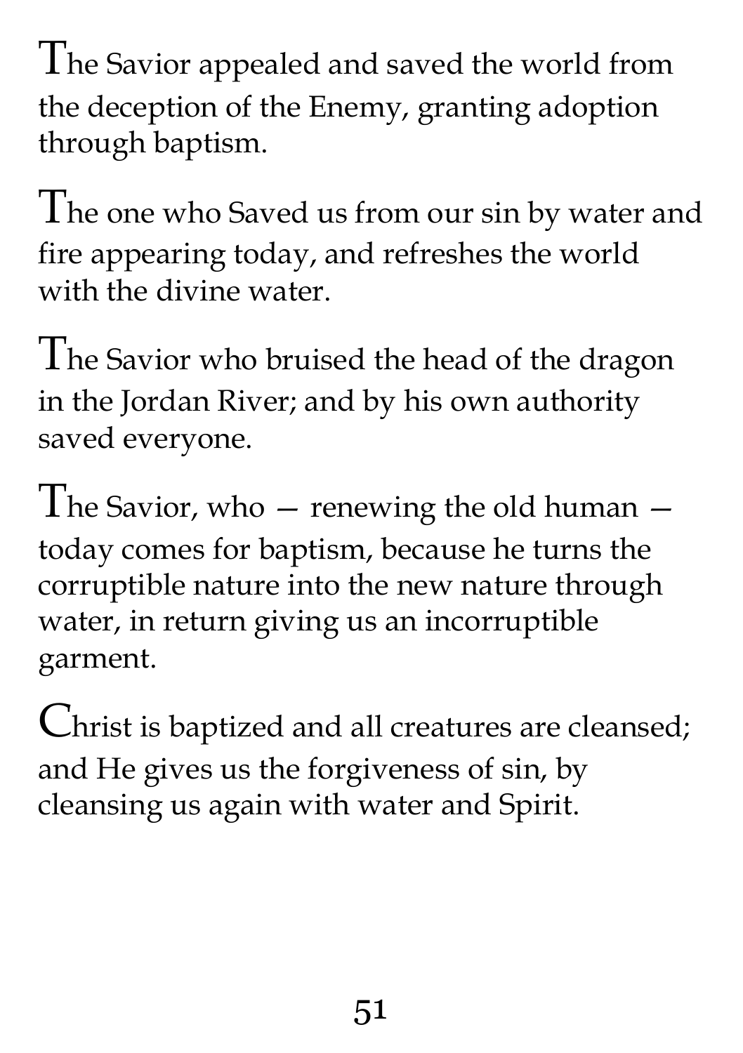The Savior appealed and saved the world from the deception of the Enemy, granting adoption through baptism.

The one who Saved us from our sin by water and fire appearing today, and refreshes the world with the divine water.

The Savior who bruised the head of the dragon in the Jordan River; and by his own authority saved everyone.

The Savior, who — renewing the old human — today comes for baptism, because he turns the corruptible nature into the new nature through water, in return giving us an incorruptible garment.

Christ is baptized and all creatures are cleansed; and He gives us the forgiveness of sin, by cleansing us again with water and Spirit.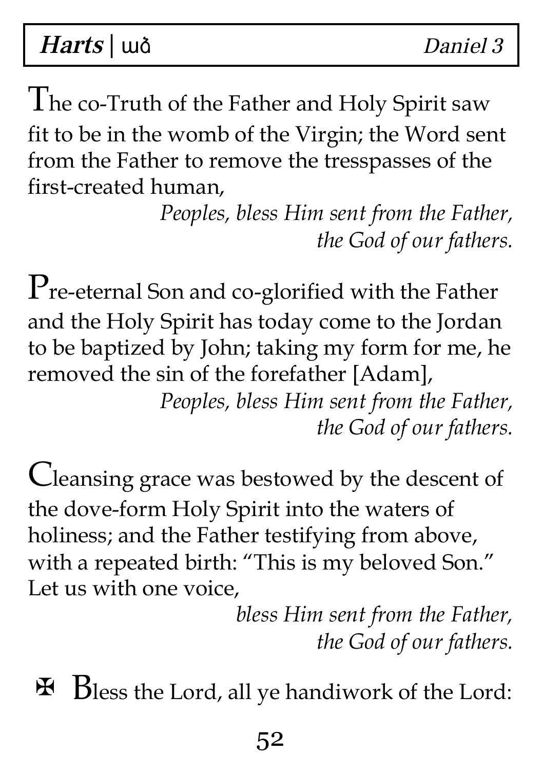The co-Truth of the Father and Holy Spirit saw fit to be in the womb of the Virgin; the Word sent from the Father to remove the tresspasses of the first-created human,

*Peoples, bless Him sent from the Father, the God of our fathers.*

Pre-eternal Son and co-glorified with the Father and the Holy Spirit has today come to the Jordan to be baptized by John; taking my form for me, he removed the sin of the forefather [Adam],

*Peoples, bless Him sent from the Father, the God of our fathers.*

Cleansing grace was bestowed by the descent of the dove-form Holy Spirit into the waters of holiness; and the Father testifying from above, with a repeated birth: "This is my beloved Son." Let us with one voice,

*bless Him sent from the Father, the God of our fathers.*

✠ Bless the Lord, all ye handiwork of the Lord: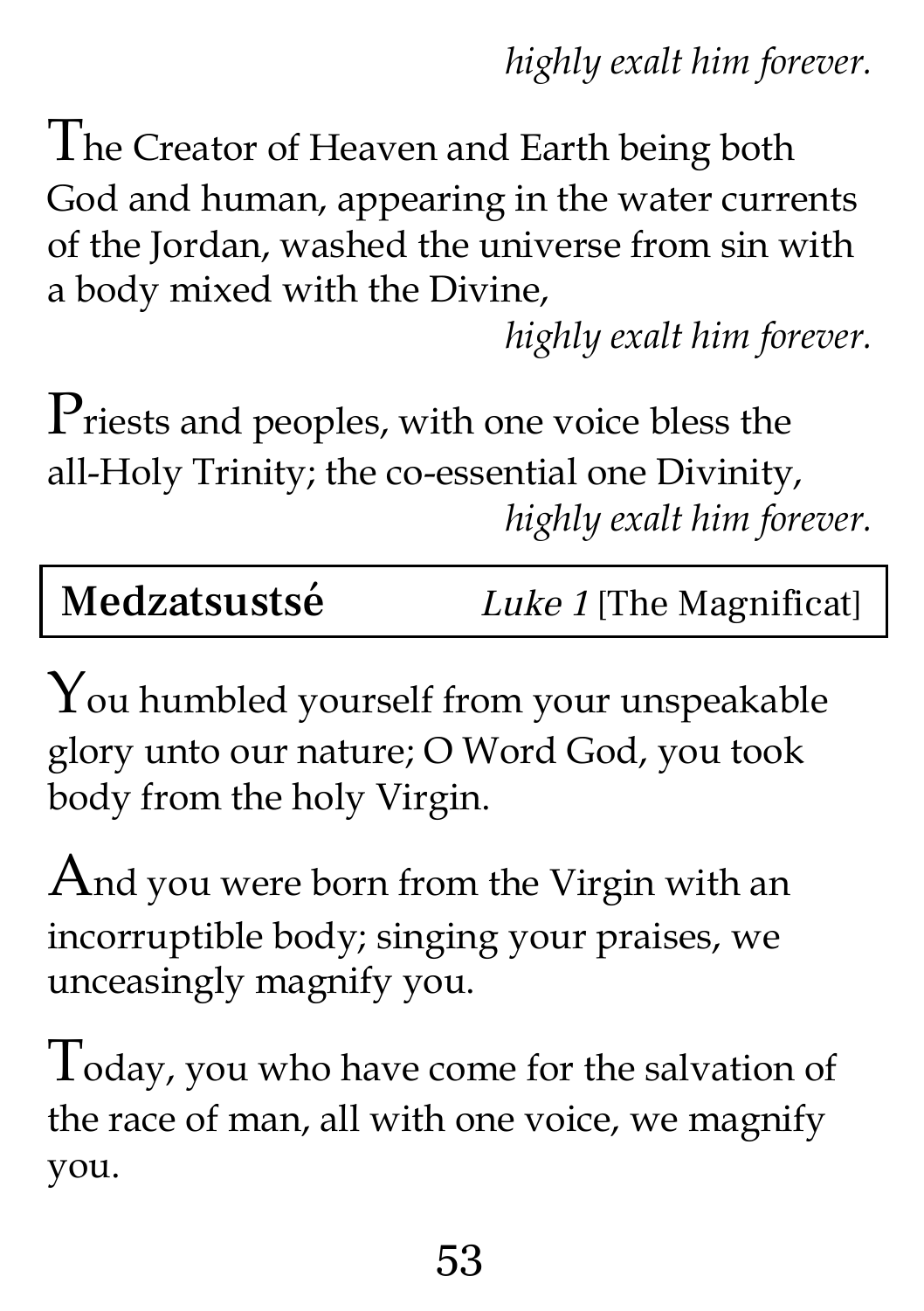*highly exalt him forever.*

The Creator of Heaven and Earth being both God and human, appearing in the water currents of the Jordan, washed the universe from sin with a body mixed with the Divine,

*highly exalt him forever.*

Priests and peoples, with one voice bless the all-Holy Trinity; the co-essential one Divinity,

*highly exalt him forever.*

| **Medzatsustsé** | *Luke 1* [The Magnificat] |
|---|---|

You humbled yourself from your unspeakable glory unto our nature; O Word God, you took body from the holy Virgin.

And you were born from the Virgin with an incorruptible body; singing your praises, we unceasingly magnify you.

Today, you who have come for the salvation of the race of man, all with one voice, we magnify you.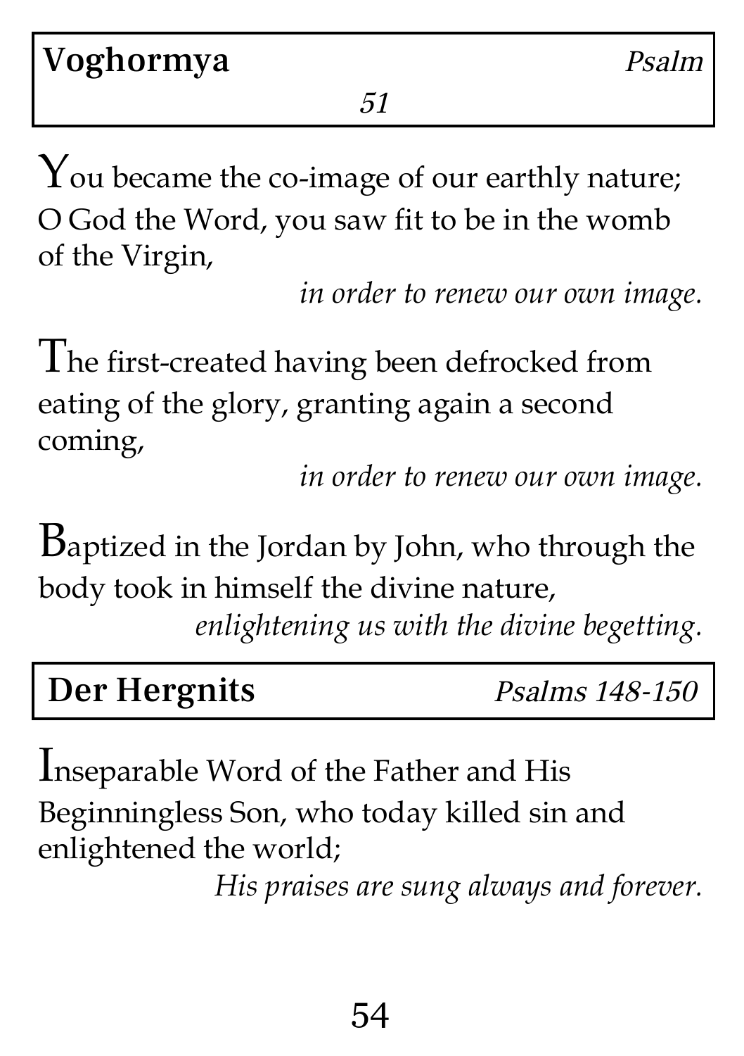## **Voghormya** *Psalm 51*

You became the co-image of our earthly nature; O God the Word, you saw fit to be in the womb of the Virgin,

*in order to renew our own image.*

The first-created having been defrocked from eating of the glory, granting again a second coming,

*in order to renew our own image.*

Baptized in the Jordan by John, who through the body took in himself the divine nature,

*enlightening us with the divine begetting.*

## **Der Hergnits** *Psalms 148-150*

Inseparable Word of the Father and His Beginningless Son, who today killed sin and enlightened the world;

*His praises are sung always and forever.*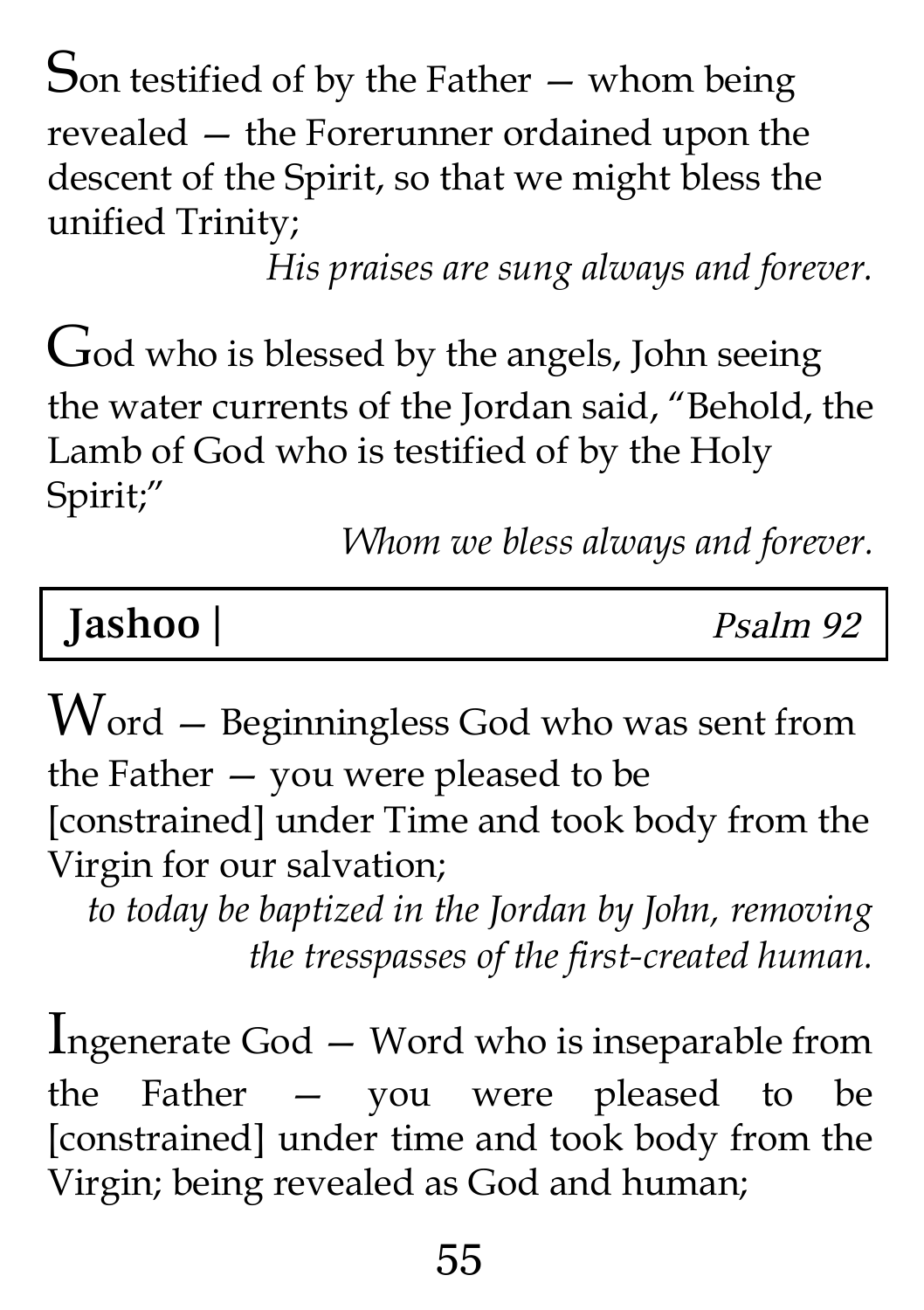Son testified of by the Father — whom being revealed — the Forerunner ordained upon the descent of the Spirit, so that we might bless the unified Trinity;

*His praises are sung always and forever.*

God who is blessed by the angels, John seeing the water currents of the Jordan said, "Behold, the Lamb of God who is testified of by the Holy Spirit;"

*Whom we bless always and forever.*

| **Jashoo \|** | *Psalm 92* |
|---|---|

Word — Beginningless God who was sent from the Father — you were pleased to be [constrained] under Time and took body from the Virgin for our salvation;

*to today be baptized in the Jordan by John, removing the tresspasses of the first-created human.*

Ingenerate God — Word who is inseparable from the Father — you were pleased to be [constrained] under time and took body from the Virgin; being revealed as God and human;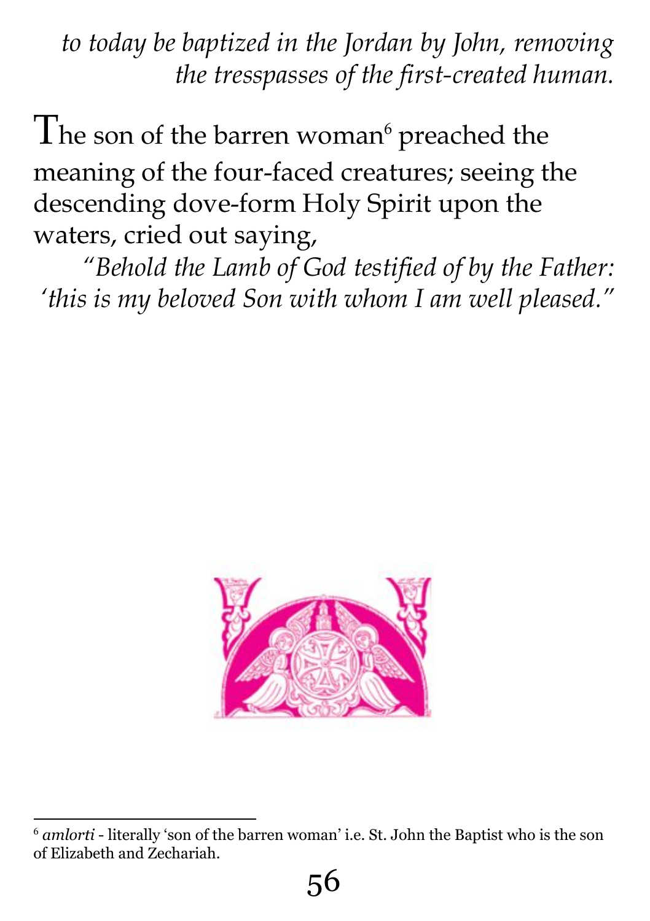*to today be baptized in the Jordan by John, removing the tresspasses of the first-created human.*

The son of the barren woman[6] preached the meaning of the four-faced creatures; seeing the descending dove-form Holy Spirit upon the waters, cried out saying,

*"Behold the Lamb of God testified of by the Father: 'this is my beloved Son with whom I am well pleased."*

[6] *amlorti* - literally 'son of the barren woman' i.e. St. John the Baptist who is the son of Elizabeth and Zechariah.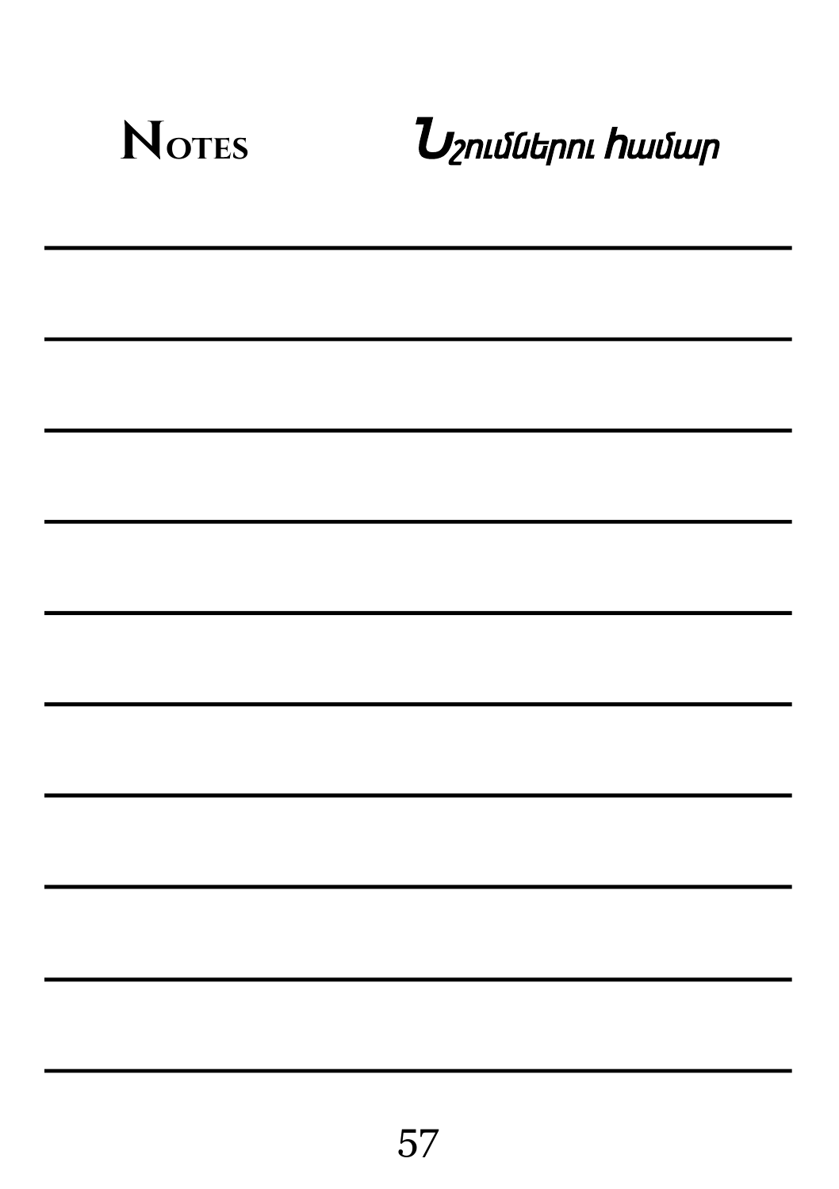# Notes

# Նշումներու համար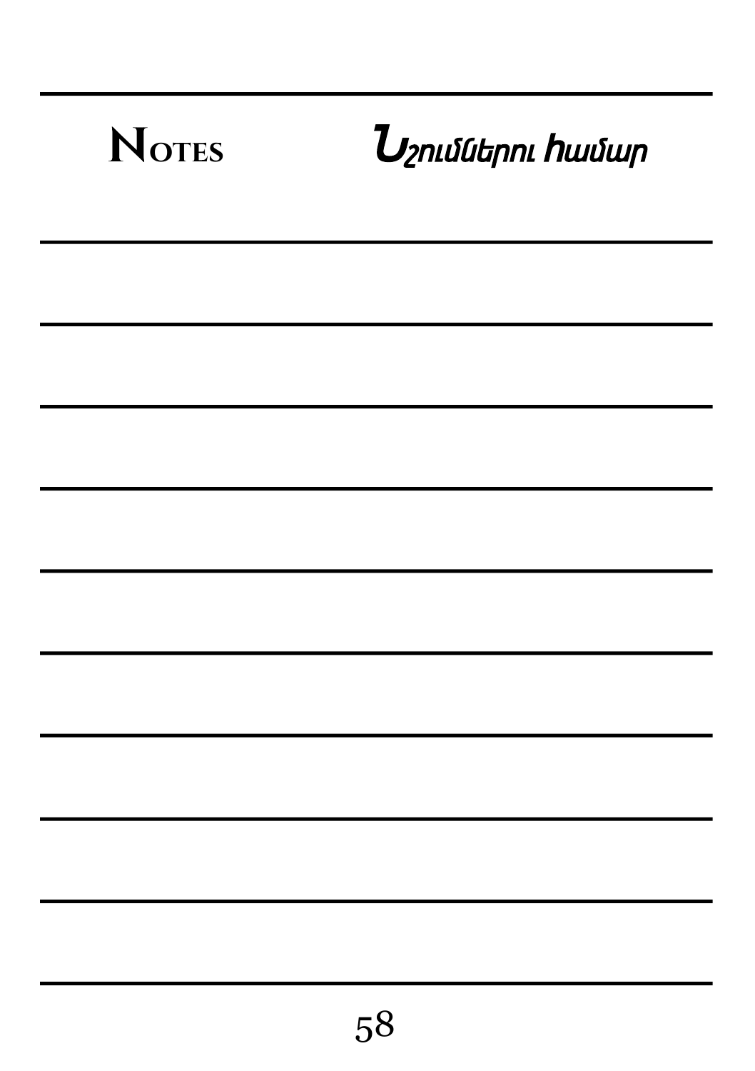# Notes

# Նշումներու համար